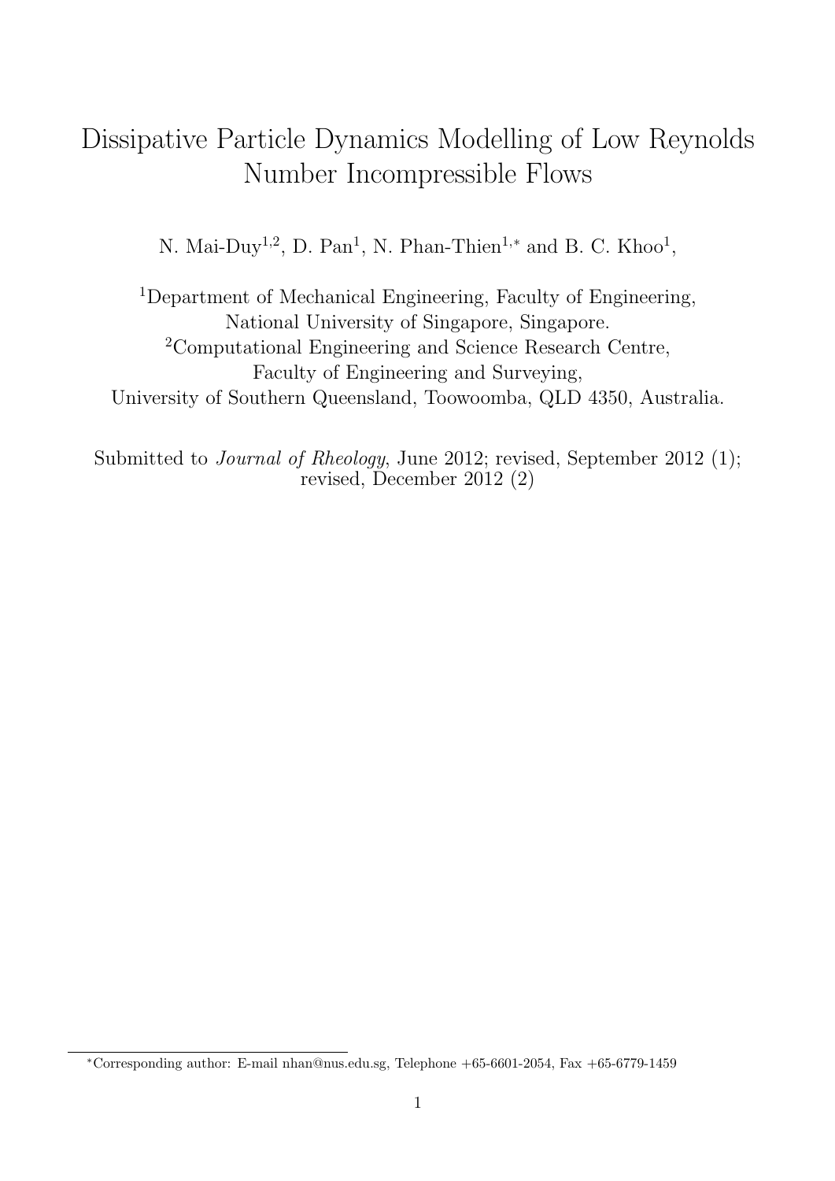# Dissipative Particle Dynamics Modelling of Low Reynolds Number Incompressible Flows

N. Mai-Duy[1,2], D. Pan[1], N. Phan-Thien[1,*] and B. C. Khoo[1],

[1]Department of Mechanical Engineering, Faculty of Engineering,
National University of Singapore, Singapore.
[2]Computational Engineering and Science Research Centre,
Faculty of Engineering and Surveying,
University of Southern Queensland, Toowoomba, QLD 4350, Australia.

Submitted to *Journal of Rheology*, June 2012; revised, September 2012 (1);
revised, December 2012 (2)

[*]Corresponding author: E-mail nhan@nus.edu.sg, Telephone +65-6601-2054, Fax +65-6779-1459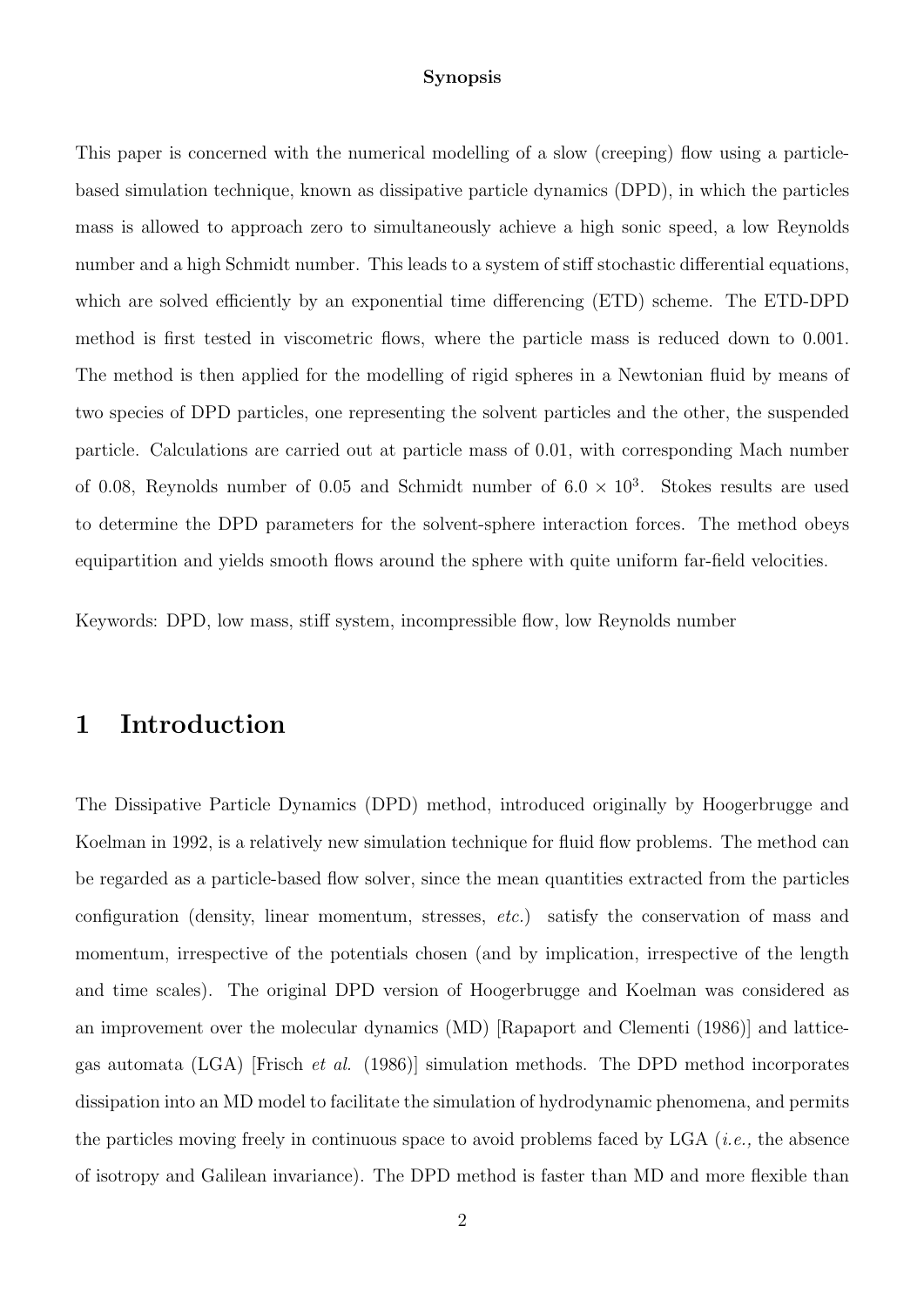**Synopsis**

This paper is concerned with the numerical modelling of a slow (creeping) flow using a particle-based simulation technique, known as dissipative particle dynamics (DPD), in which the particles mass is allowed to approach zero to simultaneously achieve a high sonic speed, a low Reynolds number and a high Schmidt number. This leads to a system of stiff stochastic differential equations, which are solved efficiently by an exponential time differencing (ETD) scheme. The ETD-DPD method is first tested in viscometric flows, where the particle mass is reduced down to 0.001. The method is then applied for the modelling of rigid spheres in a Newtonian fluid by means of two species of DPD particles, one representing the solvent particles and the other, the suspended particle. Calculations are carried out at particle mass of 0.01, with corresponding Mach number of 0.08, Reynolds number of 0.05 and Schmidt number of $6.0 \times 10^3$. Stokes results are used to determine the DPD parameters for the solvent-sphere interaction forces. The method obeys equipartition and yields smooth flows around the sphere with quite uniform far-field velocities.

Keywords: DPD, low mass, stiff system, incompressible flow, low Reynolds number

# 1 Introduction

The Dissipative Particle Dynamics (DPD) method, introduced originally by Hoogerbrugge and Koelman in 1992, is a relatively new simulation technique for fluid flow problems. The method can be regarded as a particle-based flow solver, since the mean quantities extracted from the particles configuration (density, linear momentum, stresses, *etc.*) satisfy the conservation of mass and momentum, irrespective of the potentials chosen (and by implication, irrespective of the length and time scales). The original DPD version of Hoogerbrugge and Koelman was considered as an improvement over the molecular dynamics (MD) [Rapaport and Clementi (1986)] and lattice-gas automata (LGA) [Frisch *et al.* (1986)] simulation methods. The DPD method incorporates dissipation into an MD model to facilitate the simulation of hydrodynamic phenomena, and permits the particles moving freely in continuous space to avoid problems faced by LGA (*i.e.,* the absence of isotropy and Galilean invariance). The DPD method is faster than MD and more flexible than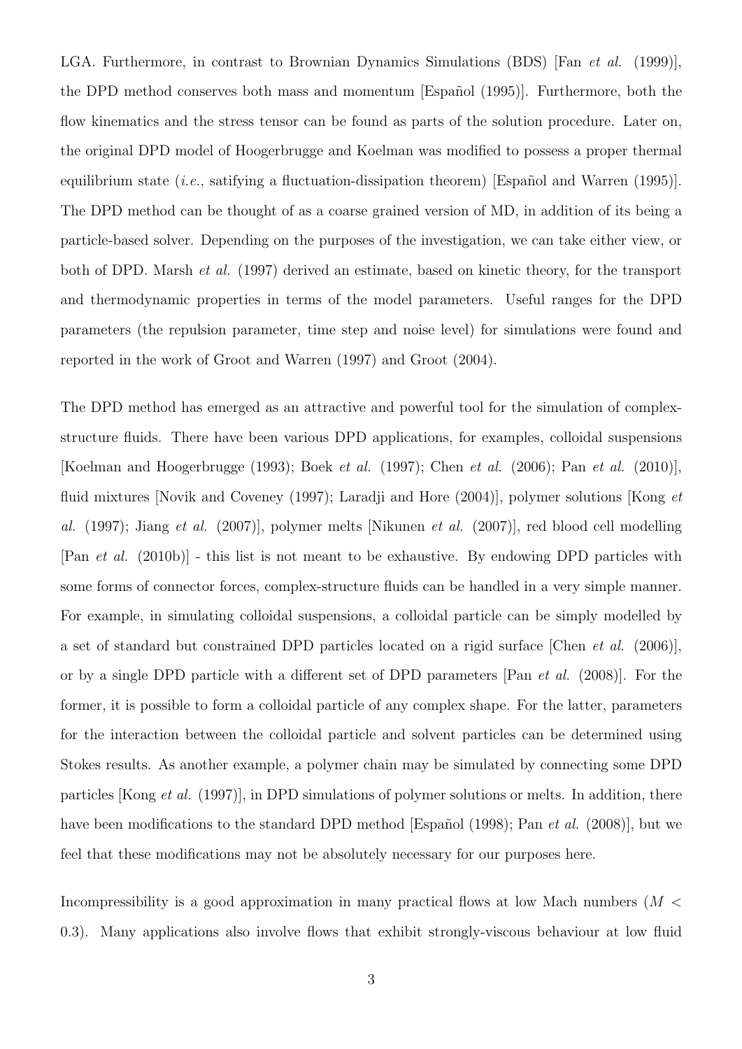LGA. Furthermore, in contrast to Brownian Dynamics Simulations (BDS) [Fan *et al.* (1999)], the DPD method conserves both mass and momentum [Español (1995)]. Furthermore, both the flow kinematics and the stress tensor can be found as parts of the solution procedure. Later on, the original DPD model of Hoogerbrugge and Koelman was modified to possess a proper thermal equilibrium state (*i.e.*, satisfying a fluctuation-dissipation theorem) [Español and Warren (1995)]. The DPD method can be thought of as a coarse grained version of MD, in addition of its being a particle-based solver. Depending on the purposes of the investigation, we can take either view, or both of DPD. Marsh *et al.* (1997) derived an estimate, based on kinetic theory, for the transport and thermodynamic properties in terms of the model parameters. Useful ranges for the DPD parameters (the repulsion parameter, time step and noise level) for simulations were found and reported in the work of Groot and Warren (1997) and Groot (2004).

The DPD method has emerged as an attractive and powerful tool for the simulation of complex-structure fluids. There have been various DPD applications, for examples, colloidal suspensions [Koelman and Hoogerbrugge (1993); Boek *et al.* (1997); Chen *et al.* (2006); Pan *et al.* (2010)], fluid mixtures [Novik and Coveney (1997); Laradji and Hore (2004)], polymer solutions [Kong *et al.* (1997); Jiang *et al.* (2007)], polymer melts [Nikunen *et al.* (2007)], red blood cell modelling [Pan *et al.* (2010b)] - this list is not meant to be exhaustive. By endowing DPD particles with some forms of connector forces, complex-structure fluids can be handled in a very simple manner. For example, in simulating colloidal suspensions, a colloidal particle can be simply modelled by a set of standard but constrained DPD particles located on a rigid surface [Chen *et al.* (2006)], or by a single DPD particle with a different set of DPD parameters [Pan *et al.* (2008)]. For the former, it is possible to form a colloidal particle of any complex shape. For the latter, parameters for the interaction between the colloidal particle and solvent particles can be determined using Stokes results. As another example, a polymer chain may be simulated by connecting some DPD particles [Kong *et al.* (1997)], in DPD simulations of polymer solutions or melts. In addition, there have been modifications to the standard DPD method [Español (1998); Pan *et al.* (2008)], but we feel that these modifications may not be absolutely necessary for our purposes here.

Incompressibility is a good approximation in many practical flows at low Mach numbers ($M < 0.3$). Many applications also involve flows that exhibit strongly-viscous behaviour at low fluid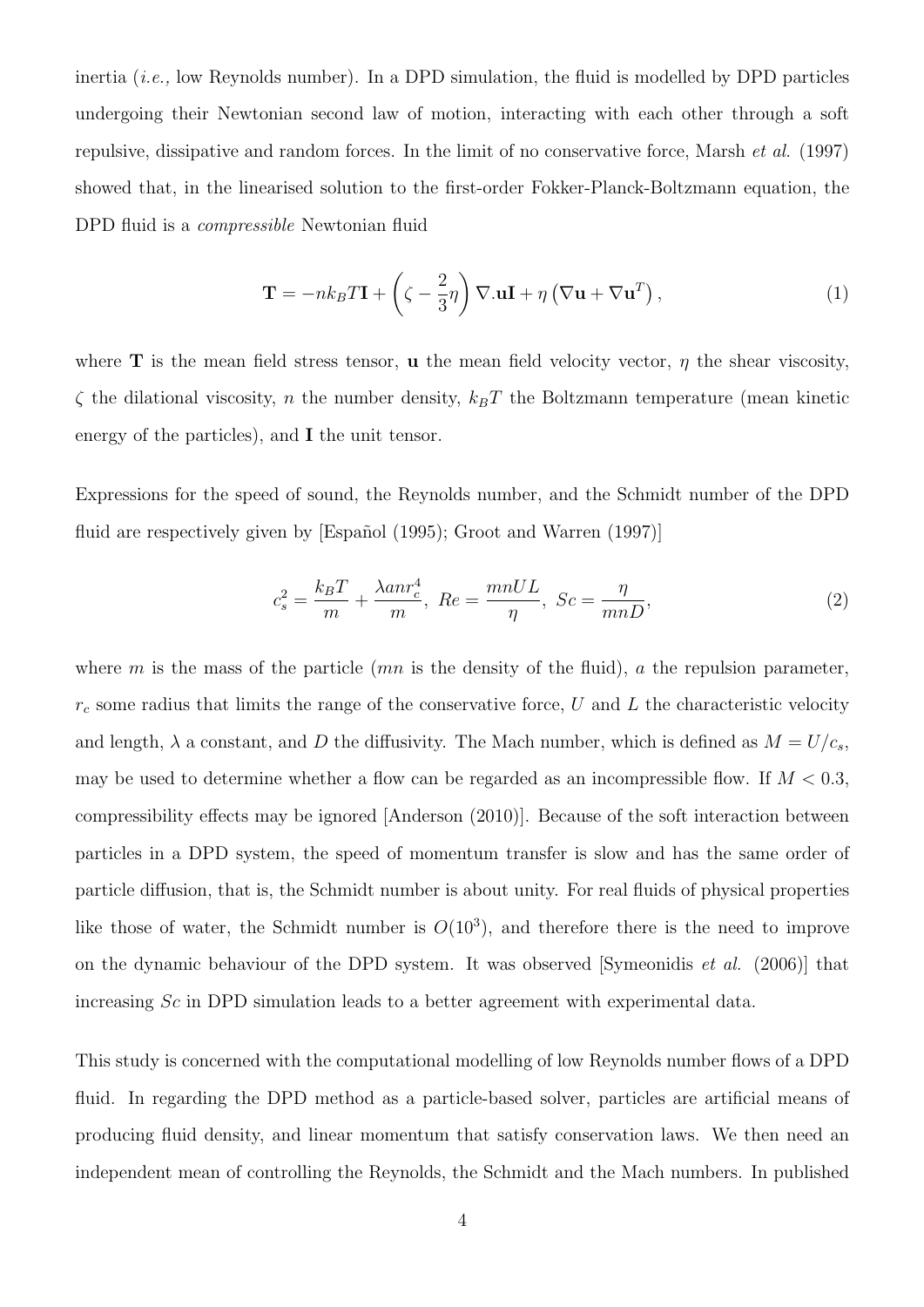inertia (*i.e.,* low Reynolds number). In a DPD simulation, the fluid is modelled by DPD particles undergoing their Newtonian second law of motion, interacting with each other through a soft repulsive, dissipative and random forces. In the limit of no conservative force, Marsh *et al.* (1997) showed that, in the linearised solution to the first-order Fokker-Planck-Boltzmann equation, the DPD fluid is a *compressible* Newtonian fluid

$$\mathbf{T} = -nk_BT\mathbf{I} + \left(\zeta - \frac{2}{3}\eta\right)\nabla.\mathbf{u}\mathbf{I} + \eta\left(\nabla\mathbf{u} + \nabla\mathbf{u}^T\right), \tag{1}$$

where $\mathbf{T}$ is the mean field stress tensor, $\mathbf{u}$ the mean field velocity vector, $\eta$ the shear viscosity, $\zeta$ the dilational viscosity, $n$ the number density, $k_BT$ the Boltzmann temperature (mean kinetic energy of the particles), and $\mathbf{I}$ the unit tensor.

Expressions for the speed of sound, the Reynolds number, and the Schmidt number of the DPD fluid are respectively given by [Español (1995); Groot and Warren (1997)]

$$c_s^2 = \frac{k_BT}{m} + \frac{\lambda a n r_c^4}{m},\ Re = \frac{mnUL}{\eta},\ Sc = \frac{\eta}{mnD}, \tag{2}$$

where $m$ is the mass of the particle ($mn$ is the density of the fluid), $a$ the repulsion parameter, $r_c$ some radius that limits the range of the conservative force, $U$ and $L$ the characteristic velocity and length, $\lambda$ a constant, and $D$ the diffusivity. The Mach number, which is defined as $M = U/c_s$, may be used to determine whether a flow can be regarded as an incompressible flow. If $M < 0.3$, compressibility effects may be ignored [Anderson (2010)]. Because of the soft interaction between particles in a DPD system, the speed of momentum transfer is slow and has the same order of particle diffusion, that is, the Schmidt number is about unity. For real fluids of physical properties like those of water, the Schmidt number is $O(10^3)$, and therefore there is the need to improve on the dynamic behaviour of the DPD system. It was observed [Symeonidis *et al.* (2006)] that increasing $Sc$ in DPD simulation leads to a better agreement with experimental data.

This study is concerned with the computational modelling of low Reynolds number flows of a DPD fluid. In regarding the DPD method as a particle-based solver, particles are artificial means of producing fluid density, and linear momentum that satisfy conservation laws. We then need an independent mean of controlling the Reynolds, the Schmidt and the Mach numbers. In published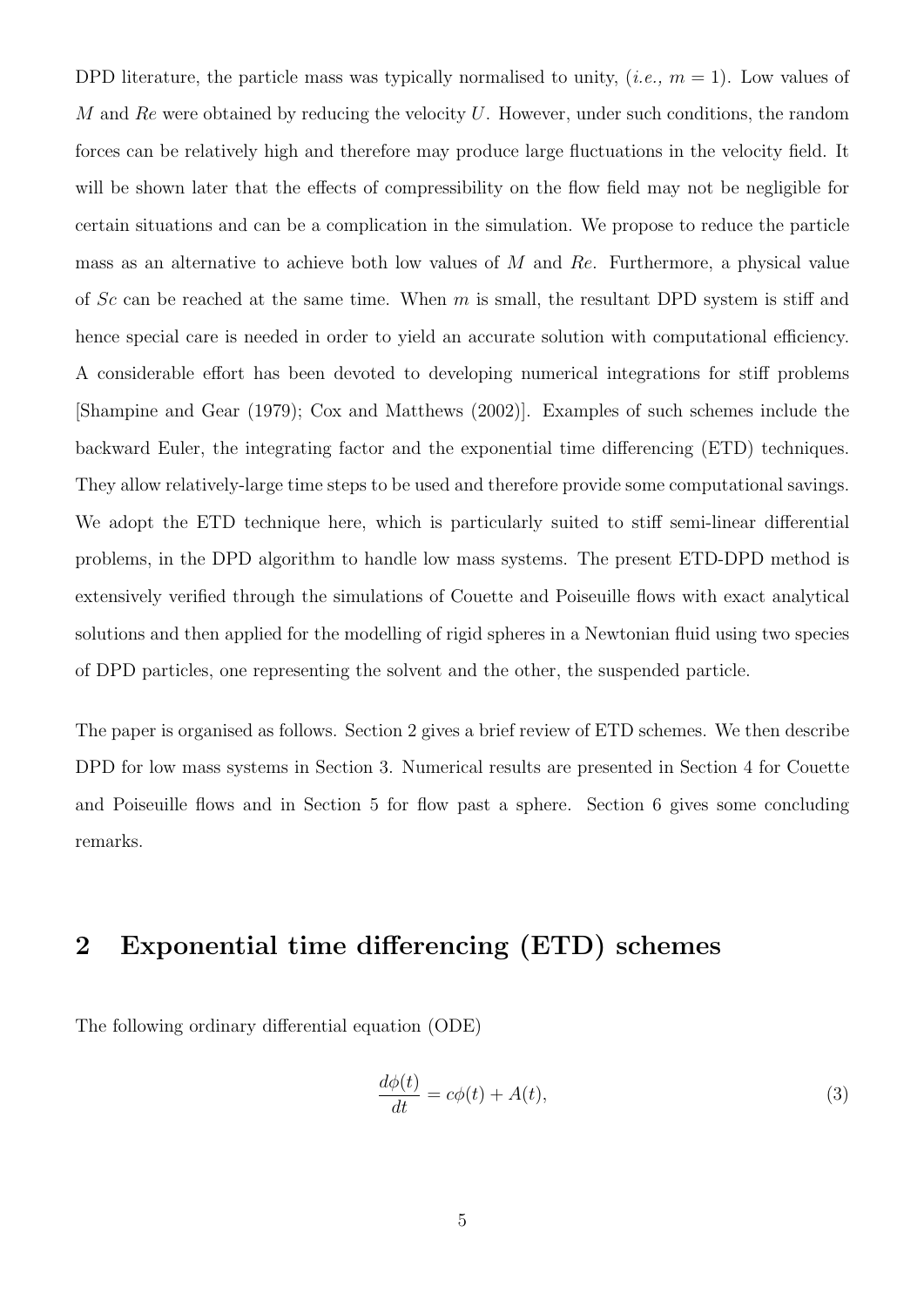DPD literature, the particle mass was typically normalised to unity, (*i.e.,* $m = 1$). Low values of $M$ and $Re$ were obtained by reducing the velocity $U$. However, under such conditions, the random forces can be relatively high and therefore may produce large fluctuations in the velocity field. It will be shown later that the effects of compressibility on the flow field may not be negligible for certain situations and can be a complication in the simulation. We propose to reduce the particle mass as an alternative to achieve both low values of $M$ and $Re$. Furthermore, a physical value of $Sc$ can be reached at the same time. When $m$ is small, the resultant DPD system is stiff and hence special care is needed in order to yield an accurate solution with computational efficiency. A considerable effort has been devoted to developing numerical integrations for stiff problems [Shampine and Gear (1979); Cox and Matthews (2002)]. Examples of such schemes include the backward Euler, the integrating factor and the exponential time differencing (ETD) techniques. They allow relatively-large time steps to be used and therefore provide some computational savings. We adopt the ETD technique here, which is particularly suited to stiff semi-linear differential problems, in the DPD algorithm to handle low mass systems. The present ETD-DPD method is extensively verified through the simulations of Couette and Poiseuille flows with exact analytical solutions and then applied for the modelling of rigid spheres in a Newtonian fluid using two species of DPD particles, one representing the solvent and the other, the suspended particle.

The paper is organised as follows. Section 2 gives a brief review of ETD schemes. We then describe DPD for low mass systems in Section 3. Numerical results are presented in Section 4 for Couette and Poiseuille flows and in Section 5 for flow past a sphere. Section 6 gives some concluding remarks.

## 2 Exponential time differencing (ETD) schemes

The following ordinary differential equation (ODE)

$$\frac{d\phi(t)}{dt} = c\phi(t) + A(t), \tag{3}$$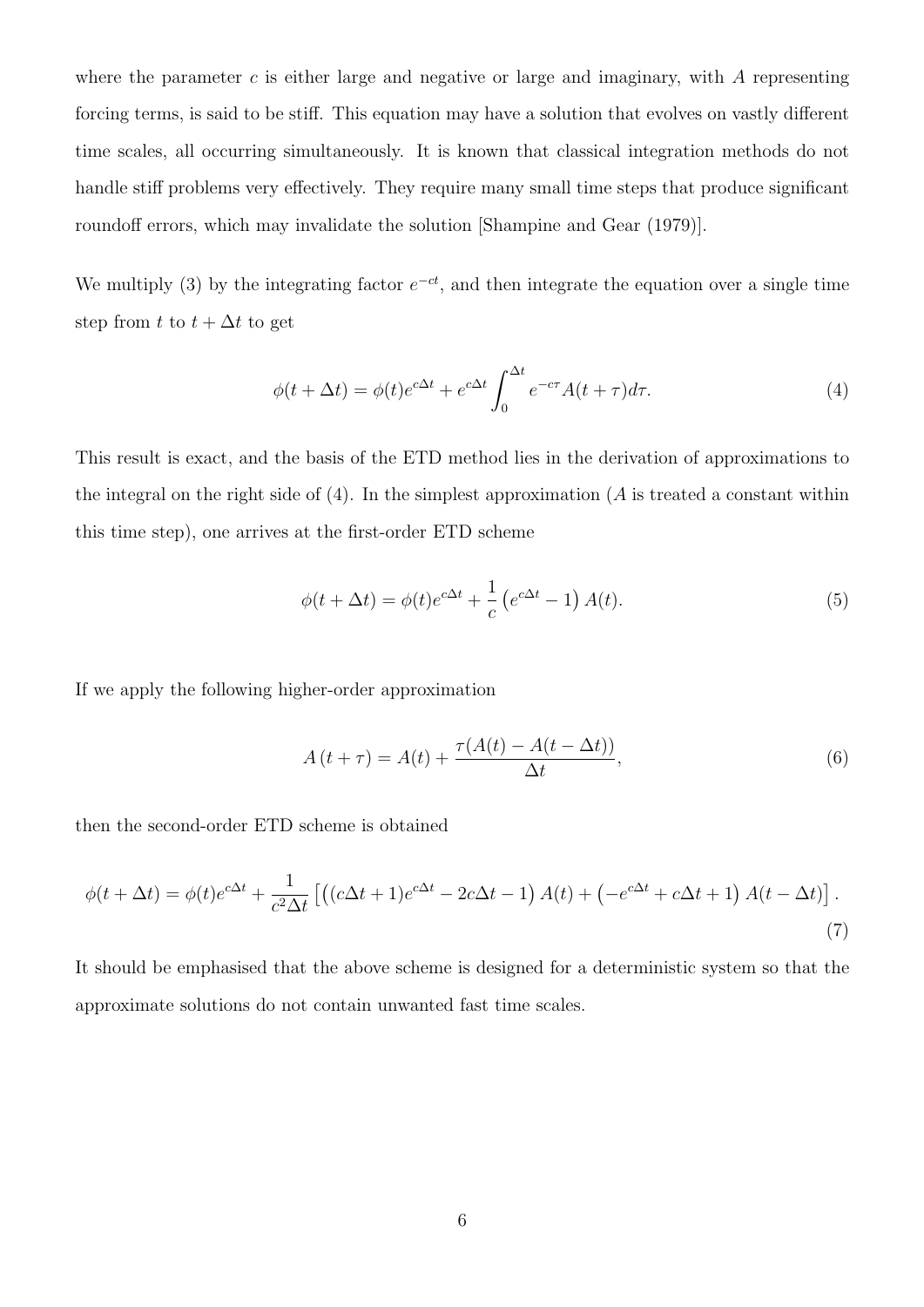where the parameter $c$ is either large and negative or large and imaginary, with $A$ representing forcing terms, is said to be stiff. This equation may have a solution that evolves on vastly different time scales, all occurring simultaneously. It is known that classical integration methods do not handle stiff problems very effectively. They require many small time steps that produce significant roundoff errors, which may invalidate the solution [Shampine and Gear (1979)].

We multiply (3) by the integrating factor $e^{-ct}$, and then integrate the equation over a single time step from $t$ to $t + \Delta t$ to get

$$\phi(t + \Delta t) = \phi(t)e^{c\Delta t} + e^{c\Delta t} \int_0^{\Delta t} e^{-c\tau} A(t + \tau) d\tau. \tag{4}$$

This result is exact, and the basis of the ETD method lies in the derivation of approximations to the integral on the right side of (4). In the simplest approximation ($A$ is treated a constant within this time step), one arrives at the first-order ETD scheme

$$\phi(t + \Delta t) = \phi(t)e^{c\Delta t} + \frac{1}{c}\left(e^{c\Delta t} - 1\right) A(t). \tag{5}$$

If we apply the following higher-order approximation

$$A\left(t + \tau\right) = A(t) + \frac{\tau(A(t) - A(t - \Delta t))}{\Delta t}, \tag{6}$$

then the second-order ETD scheme is obtained

$$\phi(t + \Delta t) = \phi(t)e^{c\Delta t} + \frac{1}{c^2 \Delta t}\left[\left((c\Delta t + 1)e^{c\Delta t} - 2c\Delta t - 1\right) A(t) + \left(-e^{c\Delta t} + c\Delta t + 1\right) A(t - \Delta t)\right]. \tag{7}$$

It should be emphasised that the above scheme is designed for a deterministic system so that the approximate solutions do not contain unwanted fast time scales.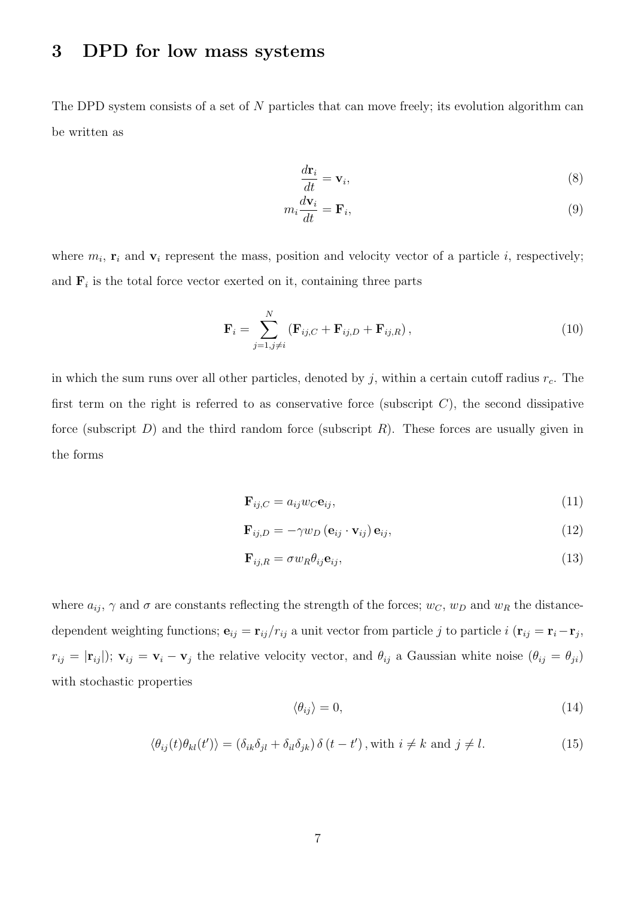# 3 DPD for low mass systems

The DPD system consists of a set of $N$ particles that can move freely; its evolution algorithm can be written as

$$\frac{d\mathbf{r}_i}{dt} = \mathbf{v}_i, \tag{8}$$

$$m_i \frac{d\mathbf{v}_i}{dt} = \mathbf{F}_i, \tag{9}$$

where $m_i$, $\mathbf{r}_i$ and $\mathbf{v}_i$ represent the mass, position and velocity vector of a particle $i$, respectively; and $\mathbf{F}_i$ is the total force vector exerted on it, containing three parts

$$\mathbf{F}_i = \sum_{j=1, j\neq i}^{N} \left( \mathbf{F}_{ij,C} + \mathbf{F}_{ij,D} + \mathbf{F}_{ij,R} \right), \tag{10}$$

in which the sum runs over all other particles, denoted by $j$, within a certain cutoff radius $r_c$. The first term on the right is referred to as conservative force (subscript $C$), the second dissipative force (subscript $D$) and the third random force (subscript $R$). These forces are usually given in the forms

$$\mathbf{F}_{ij,C} = a_{ij} w_C \mathbf{e}_{ij}, \tag{11}$$

$$\mathbf{F}_{ij,D} = -\gamma w_D \left( \mathbf{e}_{ij} \cdot \mathbf{v}_{ij} \right) \mathbf{e}_{ij}, \tag{12}$$

$$\mathbf{F}_{ij,R} = \sigma w_R \theta_{ij} \mathbf{e}_{ij}, \tag{13}$$

where $a_{ij}$, $\gamma$ and $\sigma$ are constants reflecting the strength of the forces; $w_C$, $w_D$ and $w_R$ the distance-dependent weighting functions; $\mathbf{e}_{ij} = \mathbf{r}_{ij}/r_{ij}$ a unit vector from particle $j$ to particle $i$ ($\mathbf{r}_{ij} = \mathbf{r}_i - \mathbf{r}_j$, $r_{ij} = |\mathbf{r}_{ij}|$); $\mathbf{v}_{ij} = \mathbf{v}_i - \mathbf{v}_j$ the relative velocity vector, and $\theta_{ij}$ a Gaussian white noise ($\theta_{ij} = \theta_{ji}$) with stochastic properties

$$\langle \theta_{ij} \rangle = 0, \tag{14}$$

$$\langle \theta_{ij}(t) \theta_{kl}(t') \rangle = \left( \delta_{ik}\delta_{jl} + \delta_{il}\delta_{jk} \right) \delta\left(t - t'\right), \text{with } i \neq k \text{ and } j \neq l. \tag{15}$$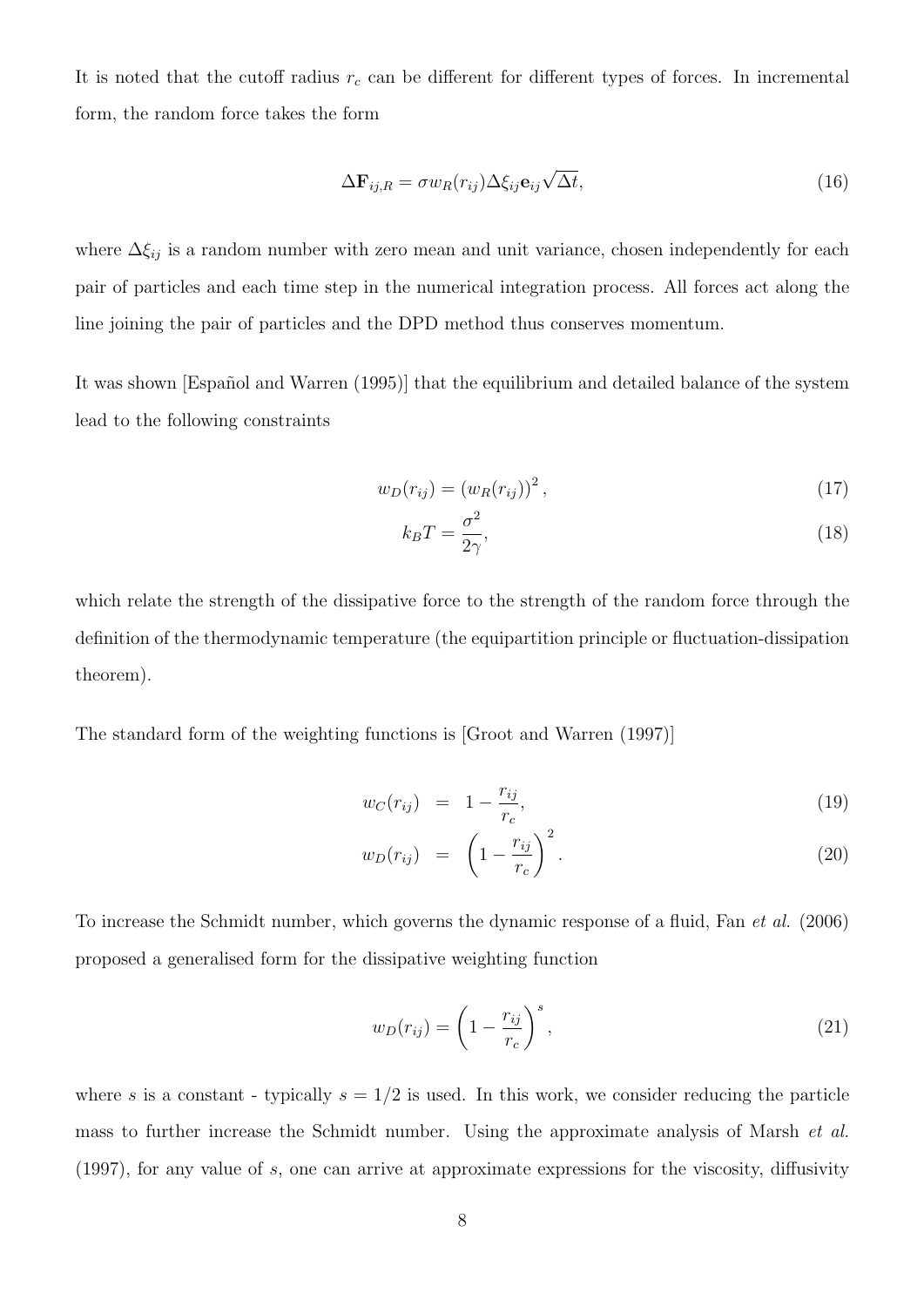It is noted that the cutoff radius $r_c$ can be different for different types of forces. In incremental form, the random force takes the form

$$\Delta \mathbf{F}_{ij,R} = \sigma w_R(r_{ij}) \Delta \xi_{ij} \mathbf{e}_{ij} \sqrt{\Delta t}, \tag{16}$$

where $\Delta \xi_{ij}$ is a random number with zero mean and unit variance, chosen independently for each pair of particles and each time step in the numerical integration process. All forces act along the line joining the pair of particles and the DPD method thus conserves momentum.

It was shown [Español and Warren (1995)] that the equilibrium and detailed balance of the system lead to the following constraints

$$w_D(r_{ij}) = \left(w_R(r_{ij})\right)^2, \tag{17}$$

$$k_B T = \frac{\sigma^2}{2\gamma}, \tag{18}$$

which relate the strength of the dissipative force to the strength of the random force through the definition of the thermodynamic temperature (the equipartition principle or fluctuation-dissipation theorem).

The standard form of the weighting functions is [Groot and Warren (1997)]

$$w_C(r_{ij}) = 1 - \frac{r_{ij}}{r_c}, \tag{19}$$

$$w_D(r_{ij}) = \left(1 - \frac{r_{ij}}{r_c}\right)^2. \tag{20}$$

To increase the Schmidt number, which governs the dynamic response of a fluid, Fan *et al.* (2006) proposed a generalised form for the dissipative weighting function

$$w_D(r_{ij}) = \left(1 - \frac{r_{ij}}{r_c}\right)^s, \tag{21}$$

where $s$ is a constant - typically $s = 1/2$ is used. In this work, we consider reducing the particle mass to further increase the Schmidt number. Using the approximate analysis of Marsh *et al.* (1997), for any value of $s$, one can arrive at approximate expressions for the viscosity, diffusivity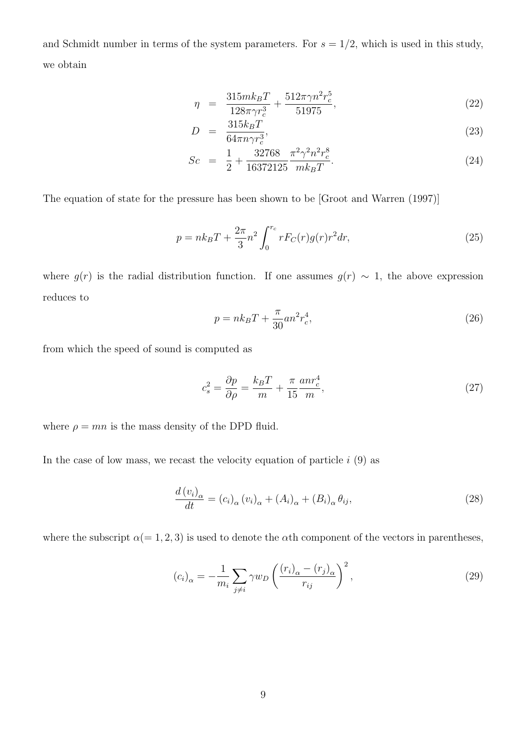and Schmidt number in terms of the system parameters. For $s = 1/2$, which is used in this study, we obtain

$$
\begin{aligned}
\eta &= \frac{315 m k_B T}{128 \pi \gamma r_c^3} + \frac{512 \pi \gamma n^2 r_c^5}{51975}, && (22)\\
D &= \frac{315 k_B T}{64 \pi n \gamma r_c^3}, && (23)\\
Sc &= \frac{1}{2} + \frac{32768}{16372125} \frac{\pi^2 \gamma^2 n^2 r_c^8}{m k_B T}. && (24)
\end{aligned}
$$

The equation of state for the pressure has been shown to be [Groot and Warren (1997)]

$$
p = n k_B T + \frac{2\pi}{3} n^2 \int_0^{r_c} r F_C(r) g(r) r^2 dr, \tag{25}
$$

where $g(r)$ is the radial distribution function. If one assumes $g(r) \sim 1$, the above expression reduces to

$$
p = n k_B T + \frac{\pi}{30} a n^2 r_c^4, \tag{26}
$$

from which the speed of sound is computed as

$$
c_s^2 = \frac{\partial p}{\partial \rho} = \frac{k_B T}{m} + \frac{\pi}{15} \frac{a n r_c^4}{m}, \tag{27}
$$

where $\rho = mn$ is the mass density of the DPD fluid.

In the case of low mass, we recast the velocity equation of particle $i$ (9) as

$$
\frac{d \left(v_i\right)_\alpha}{dt} = \left(c_i\right)_\alpha \left(v_i\right)_\alpha + \left(A_i\right)_\alpha + \left(B_i\right)_\alpha \theta_{ij}, \tag{28}
$$

where the subscript $\alpha (= 1, 2, 3)$ is used to denote the $\alpha$th component of the vectors in parentheses,

$$
\left(c_i\right)_\alpha = -\frac{1}{m_i} \sum_{j \neq i} \gamma w_D \left( \frac{\left(r_i\right)_\alpha - \left(r_j\right)_\alpha}{r_{ij}} \right)^2, \tag{29}
$$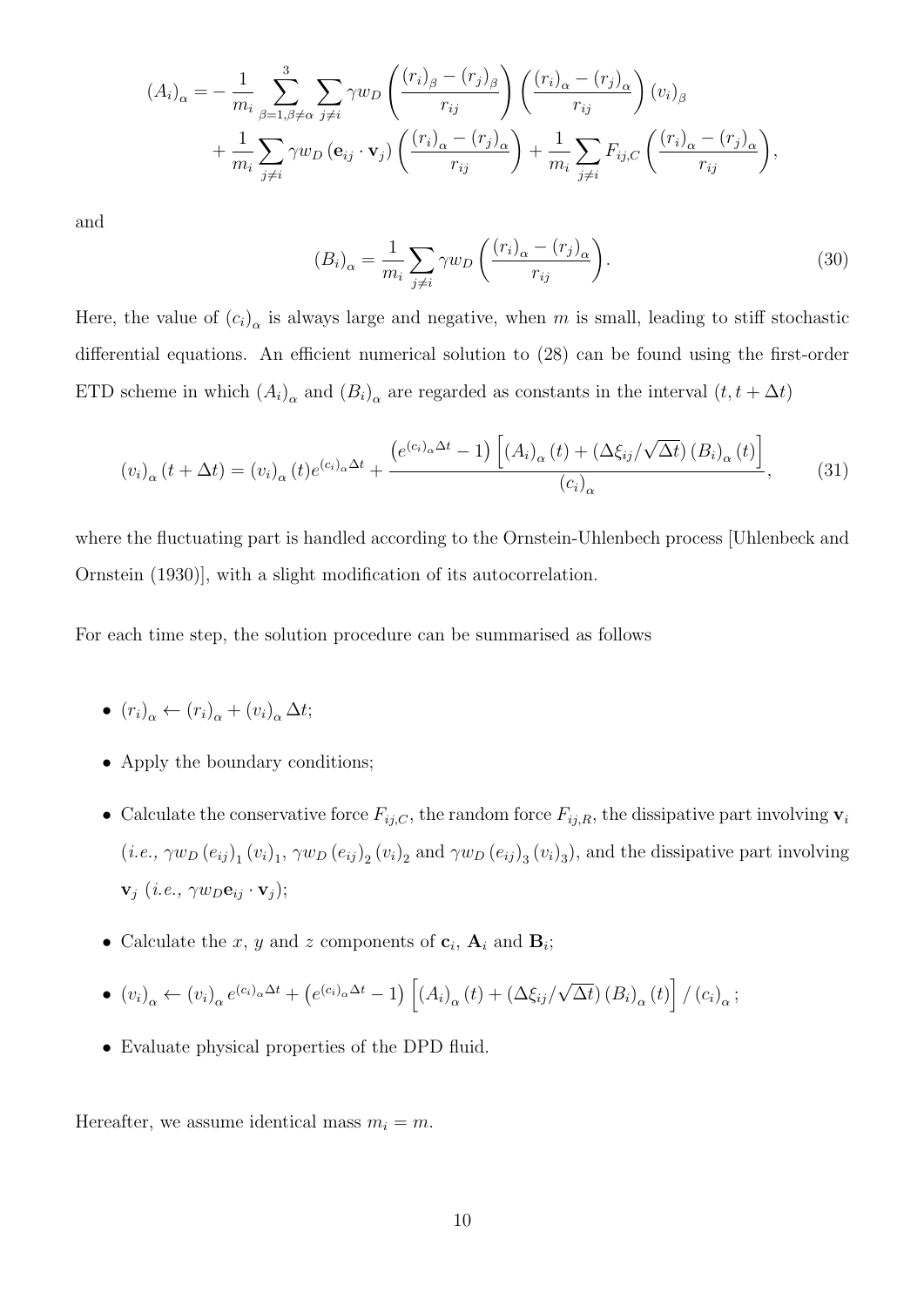$$
\begin{aligned}
(A_i)_\alpha = & -\frac{1}{m_i} \sum_{\beta=1,\beta\neq\alpha}^{3} \sum_{j\neq i} \gamma w_D \left( \frac{(r_i)_\beta - (r_j)_\beta}{r_{ij}} \right) \left( \frac{(r_i)_\alpha - (r_j)_\alpha}{r_{ij}} \right) (v_i)_\beta \\
& + \frac{1}{m_i} \sum_{j\neq i} \gamma w_D \left( \mathbf{e}_{ij} \cdot \mathbf{v}_j \right) \left( \frac{(r_i)_\alpha - (r_j)_\alpha}{r_{ij}} \right) + \frac{1}{m_i} \sum_{j\neq i} F_{ij,C} \left( \frac{(r_i)_\alpha - (r_j)_\alpha}{r_{ij}} \right),
\end{aligned}
$$

and

$$
(B_i)_\alpha = \frac{1}{m_i} \sum_{j\neq i} \gamma w_D \left( \frac{(r_i)_\alpha - (r_j)_\alpha}{r_{ij}} \right). \tag{30}
$$

Here, the value of $(c_i)_\alpha$ is always large and negative, when $m$ is small, leading to stiff stochastic differential equations. An efficient numerical solution to (28) can be found using the first-order ETD scheme in which $(A_i)_\alpha$ and $(B_i)_\alpha$ are regarded as constants in the interval $(t, t+\Delta t)$

$$
(v_i)_\alpha (t+\Delta t) = (v_i)_\alpha (t) e^{(c_i)_\alpha \Delta t} + \frac{\left(e^{(c_i)_\alpha \Delta t} - 1\right) \left[ (A_i)_\alpha (t) + (\Delta \xi_{ij}/\sqrt{\Delta t}) (B_i)_\alpha (t) \right]}{(c_i)_\alpha}, \tag{31}
$$

where the fluctuating part is handled according to the Ornstein-Uhlenbech process [Uhlenbeck and Ornstein (1930)], with a slight modification of its autocorrelation.

For each time step, the solution procedure can be summarised as follows

- $(r_i)_\alpha \leftarrow (r_i)_\alpha + (v_i)_\alpha \Delta t$;
- Apply the boundary conditions;
- Calculate the conservative force $F_{ij,C}$, the random force $F_{ij,R}$, the dissipative part involving $\mathbf{v}_i$ (*i.e.*, $\gamma w_D (e_{ij})_1 (v_i)_1$, $\gamma w_D (e_{ij})_2 (v_i)_2$ and $\gamma w_D (e_{ij})_3 (v_i)_3$), and the dissipative part involving $\mathbf{v}_j$ (*i.e.*, $\gamma w_D \mathbf{e}_{ij} \cdot \mathbf{v}_j$);
- Calculate the $x$, $y$ and $z$ components of $\mathbf{c}_i$, $\mathbf{A}_i$ and $\mathbf{B}_i$;
- $(v_i)_\alpha \leftarrow (v_i)_\alpha e^{(c_i)_\alpha \Delta t} + \left(e^{(c_i)_\alpha \Delta t} - 1\right) \left[ (A_i)_\alpha (t) + (\Delta \xi_{ij}/\sqrt{\Delta t}) (B_i)_\alpha (t) \right] / (c_i)_\alpha$;
- Evaluate physical properties of the DPD fluid.

Hereafter, we assume identical mass $m_i = m$.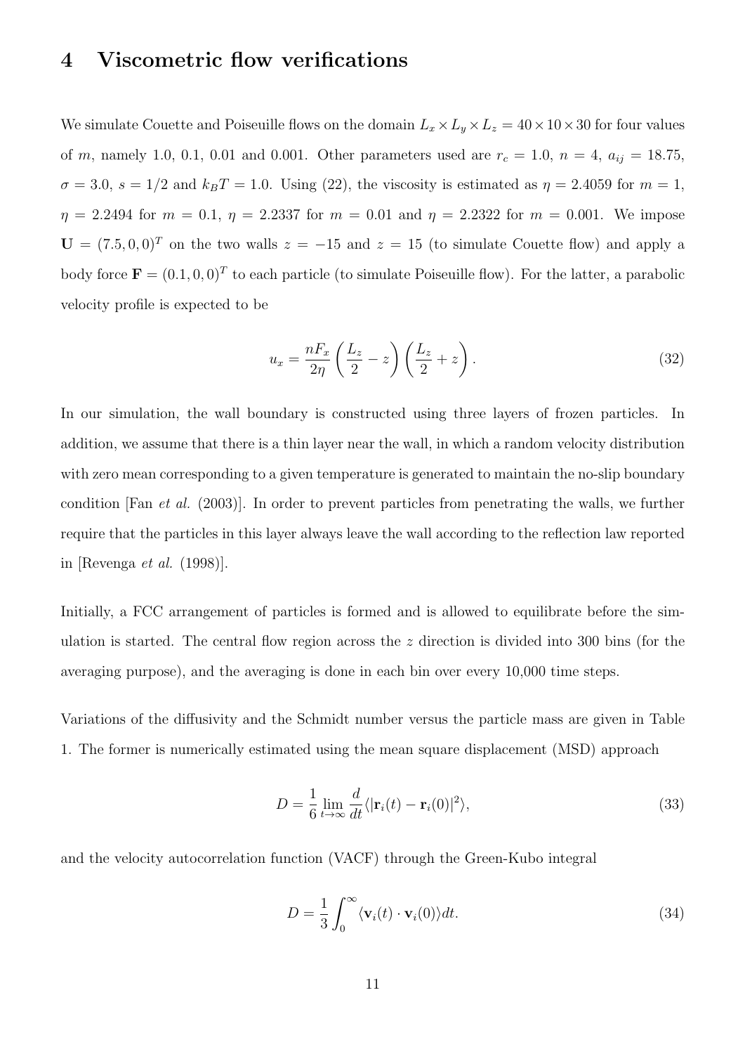# 4 Viscometric flow verifications

We simulate Couette and Poiseuille flows on the domain $L_x \times L_y \times L_z = 40 \times 10 \times 30$ for four values of $m$, namely 1.0, 0.1, 0.01 and 0.001. Other parameters used are $r_c = 1.0$, $n = 4$, $a_{ij} = 18.75$, $\sigma = 3.0$, $s = 1/2$ and $k_BT = 1.0$. Using (22), the viscosity is estimated as $\eta = 2.4059$ for $m = 1$, $\eta = 2.2494$ for $m = 0.1$, $\eta = 2.2337$ for $m = 0.01$ and $\eta = 2.2322$ for $m = 0.001$. We impose $\mathbf{U} = (7.5, 0, 0)^T$ on the two walls $z = -15$ and $z = 15$ (to simulate Couette flow) and apply a body force $\mathbf{F} = (0.1, 0, 0)^T$ to each particle (to simulate Poiseuille flow). For the latter, a parabolic velocity profile is expected to be

$$u_x = \frac{nF_x}{2\eta}\left(\frac{L_z}{2} - z\right)\left(\frac{L_z}{2} + z\right). \tag{32}$$

In our simulation, the wall boundary is constructed using three layers of frozen particles. In addition, we assume that there is a thin layer near the wall, in which a random velocity distribution with zero mean corresponding to a given temperature is generated to maintain the no-slip boundary condition [Fan *et al.* (2003)]. In order to prevent particles from penetrating the walls, we further require that the particles in this layer always leave the wall according to the reflection law reported in [Revenga *et al.* (1998)].

Initially, a FCC arrangement of particles is formed and is allowed to equilibrate before the simulation is started. The central flow region across the $z$ direction is divided into 300 bins (for the averaging purpose), and the averaging is done in each bin over every 10,000 time steps.

Variations of the diffusivity and the Schmidt number versus the particle mass are given in Table 1. The former is numerically estimated using the mean square displacement (MSD) approach

$$D = \frac{1}{6}\lim_{t\to\infty}\frac{d}{dt}\langle|\mathbf{r}_i(t) - \mathbf{r}_i(0)|^2\rangle, \tag{33}$$

and the velocity autocorrelation function (VACF) through the Green-Kubo integral

$$D = \frac{1}{3}\int_0^\infty \langle \mathbf{v}_i(t) \cdot \mathbf{v}_i(0)\rangle dt. \tag{34}$$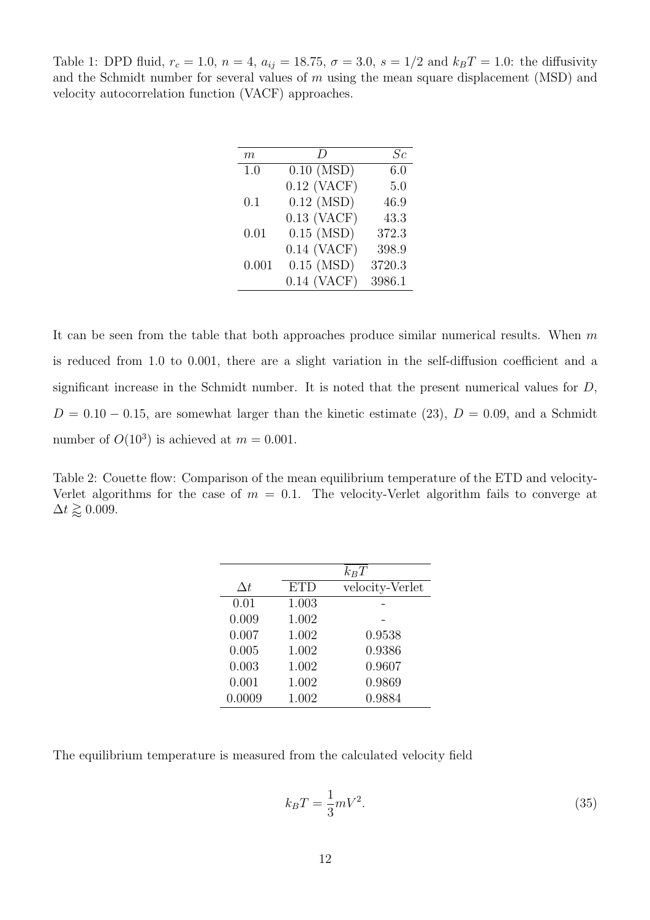Table 1: DPD fluid, $r_c = 1.0$, $n = 4$, $a_{ij} = 18.75$, $\sigma = 3.0$, $s = 1/2$ and $k_BT = 1.0$: the diffusivity and the Schmidt number for several values of $m$ using the mean square displacement (MSD) and velocity autocorrelation function (VACF) approaches.

| $m$ | $D$ | $Sc$ |
|---|---|---|
| 1.0 | 0.10 (MSD) | 6.0 |
| | 0.12 (VACF) | 5.0 |
| 0.1 | 0.12 (MSD) | 46.9 |
| | 0.13 (VACF) | 43.3 |
| 0.01 | 0.15 (MSD) | 372.3 |
| | 0.14 (VACF) | 398.9 |
| 0.001 | 0.15 (MSD) | 3720.3 |
| | 0.14 (VACF) | 3986.1 |

It can be seen from the table that both approaches produce similar numerical results. When $m$ is reduced from 1.0 to 0.001, there are a slight variation in the self-diffusion coefficient and a significant increase in the Schmidt number. It is noted that the present numerical values for $D$, $D = 0.10 - 0.15$, are somewhat larger than the kinetic estimate (23), $D = 0.09$, and a Schmidt number of $O(10^3)$ is achieved at $m = 0.001$.

Table 2: Couette flow: Comparison of the mean equilibrium temperature of the ETD and velocity-Verlet algorithms for the case of $m = 0.1$. The velocity-Verlet algorithm fails to converge at $\Delta t \gtrapprox 0.009$.

| | $k_BT$ | |
|---|---|---|
| $\Delta t$ | ETD | velocity-Verlet |
| 0.01 | 1.003 | - |
| 0.009 | 1.002 | - |
| 0.007 | 1.002 | 0.9538 |
| 0.005 | 1.002 | 0.9386 |
| 0.003 | 1.002 | 0.9607 |
| 0.001 | 1.002 | 0.9869 |
| 0.0009 | 1.002 | 0.9884 |

The equilibrium temperature is measured from the calculated velocity field

$$k_BT = \frac{1}{3}mV^2. \tag{35}$$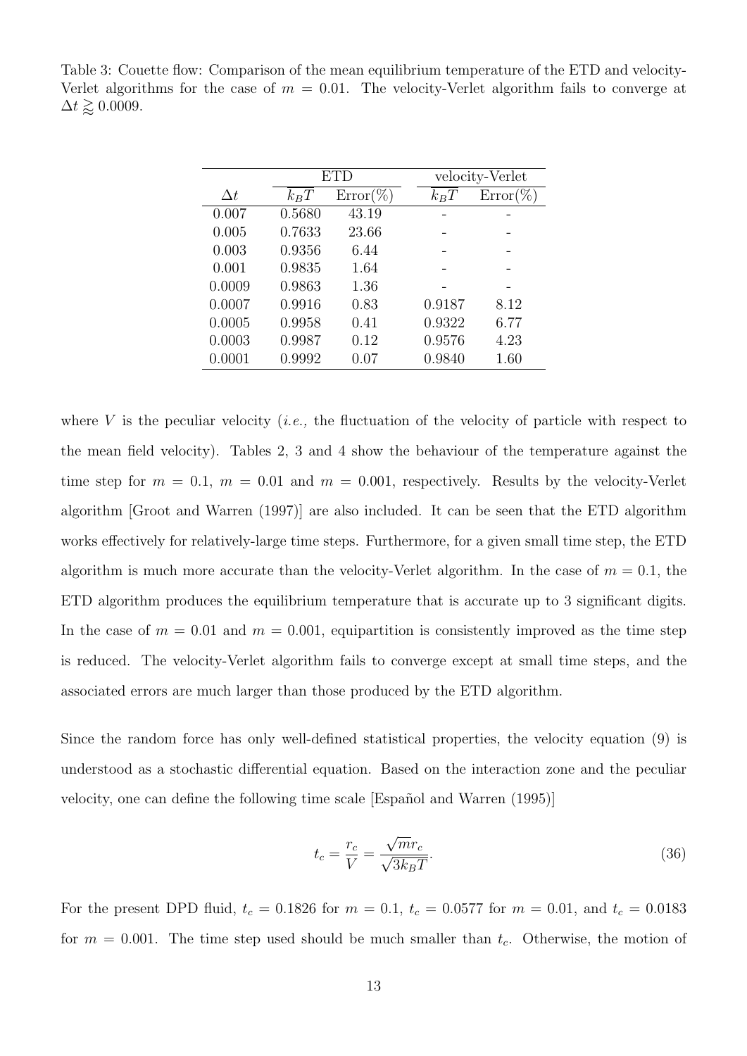Table 3: Couette flow: Comparison of the mean equilibrium temperature of the ETD and velocity-Verlet algorithms for the case of $m = 0.01$. The velocity-Verlet algorithm fails to converge at $\Delta t \gtrapprox 0.0009$.

| | ETD | | velocity-Verlet | |
|---|---|---|---|---|
| $\Delta t$ | $\overline{k_B T}$ | Error(%) | $\overline{k_B T}$ | Error(%) |
| 0.007 | 0.5680 | 43.19 | - | - |
| 0.005 | 0.7633 | 23.66 | - | - |
| 0.003 | 0.9356 | 6.44 | - | - |
| 0.001 | 0.9835 | 1.64 | - | - |
| 0.0009 | 0.9863 | 1.36 | - | - |
| 0.0007 | 0.9916 | 0.83 | 0.9187 | 8.12 |
| 0.0005 | 0.9958 | 0.41 | 0.9322 | 6.77 |
| 0.0003 | 0.9987 | 0.12 | 0.9576 | 4.23 |
| 0.0001 | 0.9992 | 0.07 | 0.9840 | 1.60 |

where $V$ is the peculiar velocity (*i.e.,* the fluctuation of the velocity of particle with respect to the mean field velocity). Tables 2, 3 and 4 show the behaviour of the temperature against the time step for $m = 0.1$, $m = 0.01$ and $m = 0.001$, respectively. Results by the velocity-Verlet algorithm [Groot and Warren (1997)] are also included. It can be seen that the ETD algorithm works effectively for relatively-large time steps. Furthermore, for a given small time step, the ETD algorithm is much more accurate than the velocity-Verlet algorithm. In the case of $m = 0.1$, the ETD algorithm produces the equilibrium temperature that is accurate up to 3 significant digits. In the case of $m = 0.01$ and $m = 0.001$, equipartition is consistently improved as the time step is reduced. The velocity-Verlet algorithm fails to converge except at small time steps, and the associated errors are much larger than those produced by the ETD algorithm.

Since the random force has only well-defined statistical properties, the velocity equation (9) is understood as a stochastic differential equation. Based on the interaction zone and the peculiar velocity, one can define the following time scale [Español and Warren (1995)]

$$t_c = \frac{r_c}{V} = \frac{\sqrt{m} r_c}{\sqrt{3 k_B T}}. \tag{36}$$

For the present DPD fluid, $t_c = 0.1826$ for $m = 0.1$, $t_c = 0.0577$ for $m = 0.01$, and $t_c = 0.0183$ for $m = 0.001$. The time step used should be much smaller than $t_c$. Otherwise, the motion of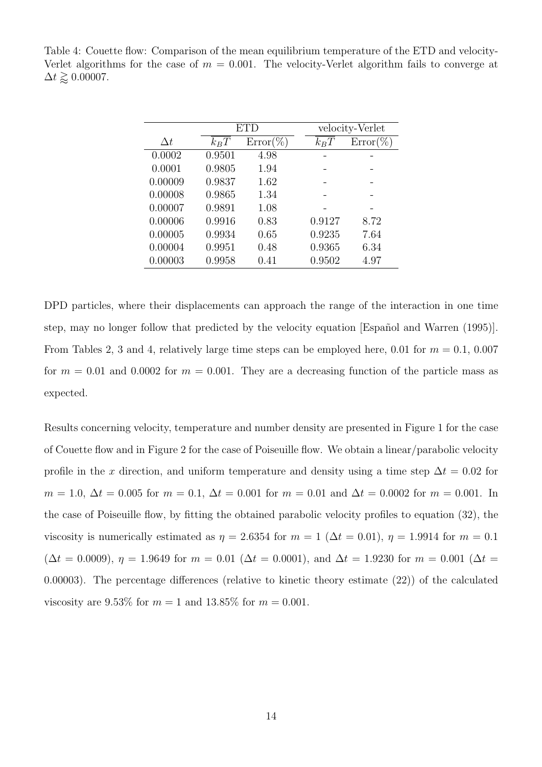Table 4: Couette flow: Comparison of the mean equilibrium temperature of the ETD and velocity-Verlet algorithms for the case of $m = 0.001$. The velocity-Verlet algorithm fails to converge at $\Delta t \gtrapprox 0.00007$.

| | ETD | | velocity-Verlet | |
|---|---|---|---|---|
| $\Delta t$ | $k_BT$ | Error(%) | $k_BT$ | Error(%) |
| 0.0002 | 0.9501 | 4.98 | - | - |
| 0.0001 | 0.9805 | 1.94 | - | - |
| 0.00009 | 0.9837 | 1.62 | - | - |
| 0.00008 | 0.9865 | 1.34 | - | - |
| 0.00007 | 0.9891 | 1.08 | - | - |
| 0.00006 | 0.9916 | 0.83 | 0.9127 | 8.72 |
| 0.00005 | 0.9934 | 0.65 | 0.9235 | 7.64 |
| 0.00004 | 0.9951 | 0.48 | 0.9365 | 6.34 |
| 0.00003 | 0.9958 | 0.41 | 0.9502 | 4.97 |

DPD particles, where their displacements can approach the range of the interaction in one time step, may no longer follow that predicted by the velocity equation [Español and Warren (1995)]. From Tables 2, 3 and 4, relatively large time steps can be employed here, 0.01 for $m = 0.1$, 0.007 for $m = 0.01$ and 0.0002 for $m = 0.001$. They are a decreasing function of the particle mass as expected.

Results concerning velocity, temperature and number density are presented in Figure 1 for the case of Couette flow and in Figure 2 for the case of Poiseuille flow. We obtain a linear/parabolic velocity profile in the $x$ direction, and uniform temperature and density using a time step $\Delta t = 0.02$ for $m = 1.0$, $\Delta t = 0.005$ for $m = 0.1$, $\Delta t = 0.001$ for $m = 0.01$ and $\Delta t = 0.0002$ for $m = 0.001$. In the case of Poiseuille flow, by fitting the obtained parabolic velocity profiles to equation (32), the viscosity is numerically estimated as $\eta = 2.6354$ for $m = 1$ ($\Delta t = 0.01$), $\eta = 1.9914$ for $m = 0.1$ ($\Delta t = 0.0009$), $\eta = 1.9649$ for $m = 0.01$ ($\Delta t = 0.0001$), and $\Delta t = 1.9230$ for $m = 0.001$ ($\Delta t = 0.00003$). The percentage differences (relative to kinetic theory estimate (22)) of the calculated viscosity are 9.53% for $m = 1$ and 13.85% for $m = 0.001$.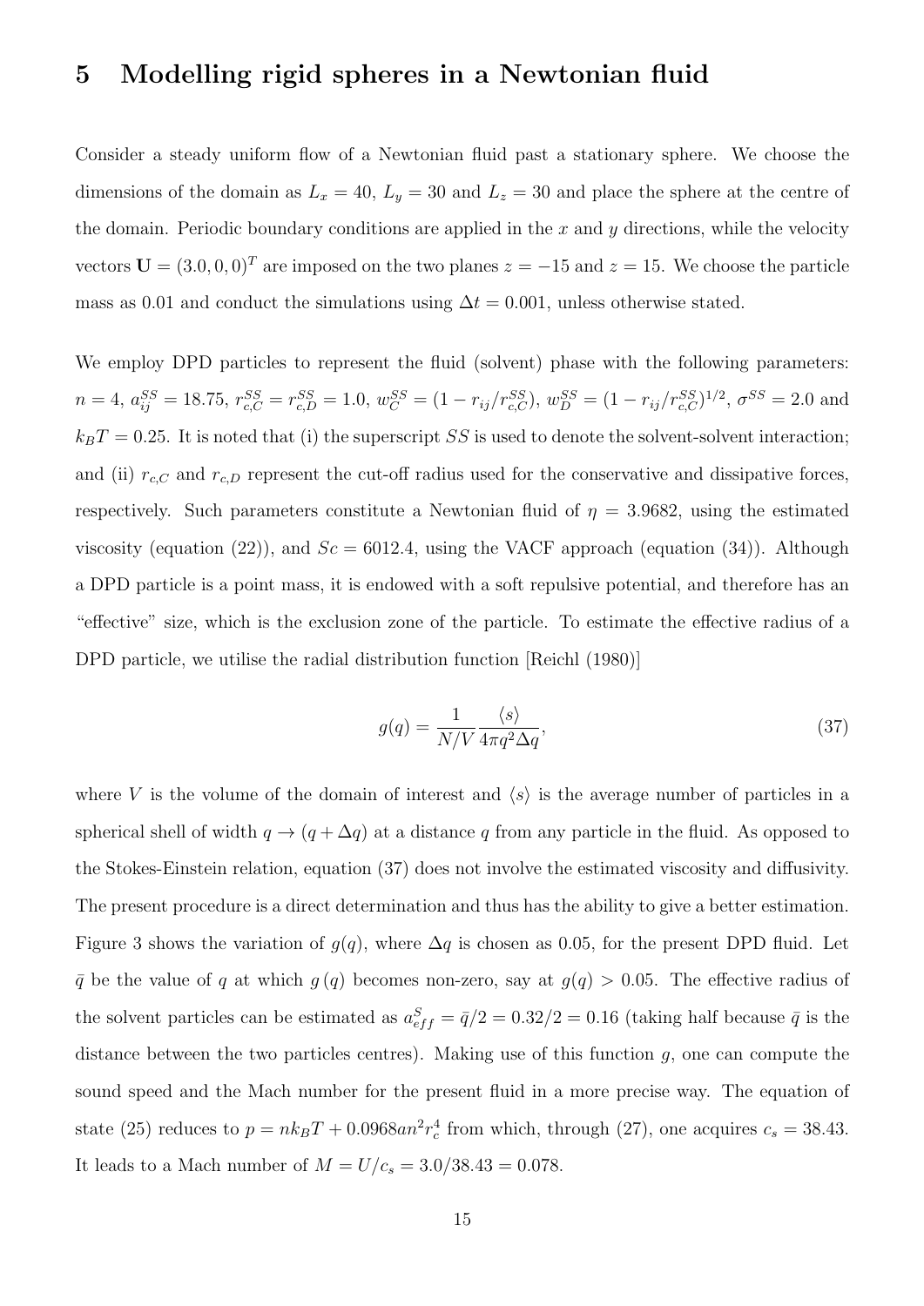## 5 Modelling rigid spheres in a Newtonian fluid

Consider a steady uniform flow of a Newtonian fluid past a stationary sphere. We choose the dimensions of the domain as $L_x = 40$, $L_y = 30$ and $L_z = 30$ and place the sphere at the centre of the domain. Periodic boundary conditions are applied in the $x$ and $y$ directions, while the velocity vectors $\mathbf{U} = (3.0, 0, 0)^T$ are imposed on the two planes $z = -15$ and $z = 15$. We choose the particle mass as 0.01 and conduct the simulations using $\Delta t = 0.001$, unless otherwise stated.

We employ DPD particles to represent the fluid (solvent) phase with the following parameters: $n = 4$, $a_{ij}^{SS} = 18.75$, $r_{c,C}^{SS} = r_{c,D}^{SS} = 1.0$, $w_C^{SS} = (1 - r_{ij}/r_{c,C}^{SS})$, $w_D^{SS} = (1 - r_{ij}/r_{c,C}^{SS})^{1/2}$, $\sigma^{SS} = 2.0$ and $k_BT = 0.25$. It is noted that (i) the superscript $SS$ is used to denote the solvent-solvent interaction; and (ii) $r_{c,C}$ and $r_{c,D}$ represent the cut-off radius used for the conservative and dissipative forces, respectively. Such parameters constitute a Newtonian fluid of $\eta = 3.9682$, using the estimated viscosity (equation (22)), and $Sc = 6012.4$, using the VACF approach (equation (34)). Although a DPD particle is a point mass, it is endowed with a soft repulsive potential, and therefore has an "effective" size, which is the exclusion zone of the particle. To estimate the effective radius of a DPD particle, we utilise the radial distribution function [Reichl (1980)]

$$g(q) = \frac{1}{N/V} \frac{\langle s \rangle}{4\pi q^2 \Delta q}, \tag{37}$$

where $V$ is the volume of the domain of interest and $\langle s \rangle$ is the average number of particles in a spherical shell of width $q \to (q + \Delta q)$ at a distance $q$ from any particle in the fluid. As opposed to the Stokes-Einstein relation, equation (37) does not involve the estimated viscosity and diffusivity. The present procedure is a direct determination and thus has the ability to give a better estimation. Figure 3 shows the variation of $g(q)$, where $\Delta q$ is chosen as 0.05, for the present DPD fluid. Let $\bar{q}$ be the value of $q$ at which $g(q)$ becomes non-zero, say at $g(q) > 0.05$. The effective radius of the solvent particles can be estimated as $a_{eff}^S = \bar{q}/2 = 0.32/2 = 0.16$ (taking half because $\bar{q}$ is the distance between the two particles centres). Making use of this function $g$, one can compute the sound speed and the Mach number for the present fluid in a more precise way. The equation of state (25) reduces to $p = nk_BT + 0.0968an^2r_c^4$ from which, through (27), one acquires $c_s = 38.43$. It leads to a Mach number of $M = U/c_s = 3.0/38.43 = 0.078$.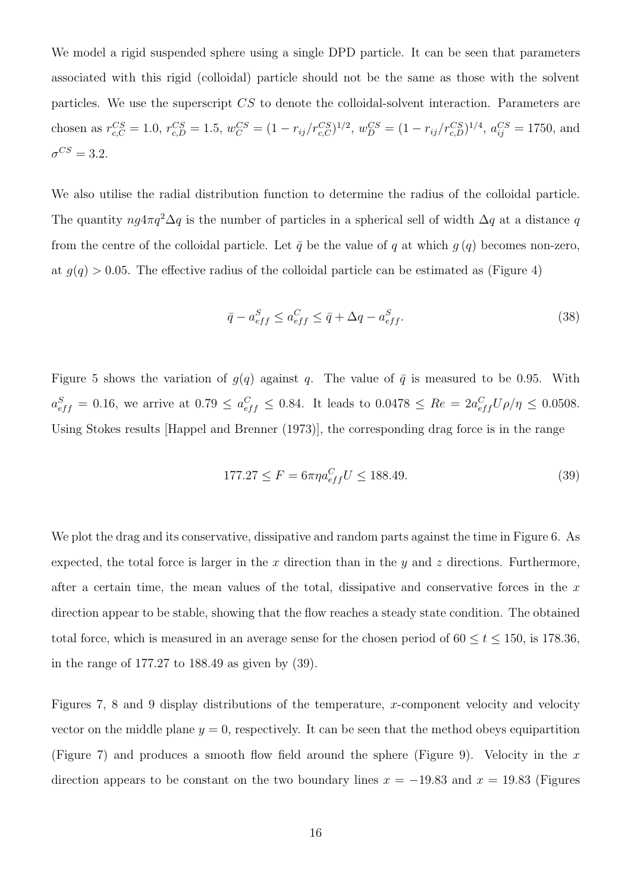We model a rigid suspended sphere using a single DPD particle. It can be seen that parameters associated with this rigid (colloidal) particle should not be the same as those with the solvent particles. We use the superscript $CS$ to denote the colloidal-solvent interaction. Parameters are chosen as $r_{c,C}^{CS} = 1.0$, $r_{c,D}^{CS} = 1.5$, $w_C^{CS} = (1 - r_{ij}/r_{c,C}^{CS})^{1/2}$, $w_D^{CS} = (1 - r_{ij}/r_{c,D}^{CS})^{1/4}$, $a_{ij}^{CS} = 1750$, and $\sigma^{CS} = 3.2$.

We also utilise the radial distribution function to determine the radius of the colloidal particle. The quantity $ng4\pi q^2 \Delta q$ is the number of particles in a spherical sell of width $\Delta q$ at a distance $q$ from the centre of the colloidal particle. Let $\bar{q}$ be the value of $q$ at which $g(q)$ becomes non-zero, at $g(q) > 0.05$. The effective radius of the colloidal particle can be estimated as (Figure 4)

$$\bar{q} - a_{eff}^S \leq a_{eff}^C \leq \bar{q} + \Delta q - a_{eff}^S. \tag{38}$$

Figure 5 shows the variation of $g(q)$ against $q$. The value of $\bar{q}$ is measured to be 0.95. With $a_{eff}^S = 0.16$, we arrive at $0.79 \leq a_{eff}^C \leq 0.84$. It leads to $0.0478 \leq Re = 2a_{eff}^C U \rho / \eta \leq 0.0508$. Using Stokes results [Happel and Brenner (1973)], the corresponding drag force is in the range

$$177.27 \leq F = 6\pi\eta a_{eff}^C U \leq 188.49. \tag{39}$$

We plot the drag and its conservative, dissipative and random parts against the time in Figure 6. As expected, the total force is larger in the $x$ direction than in the $y$ and $z$ directions. Furthermore, after a certain time, the mean values of the total, dissipative and conservative forces in the $x$ direction appear to be stable, showing that the flow reaches a steady state condition. The obtained total force, which is measured in an average sense for the chosen period of $60 \leq t \leq 150$, is 178.36, in the range of 177.27 to 188.49 as given by (39).

Figures 7, 8 and 9 display distributions of the temperature, $x$-component velocity and velocity vector on the middle plane $y = 0$, respectively. It can be seen that the method obeys equipartition (Figure 7) and produces a smooth flow field around the sphere (Figure 9). Velocity in the $x$ direction appears to be constant on the two boundary lines $x = -19.83$ and $x = 19.83$ (Figures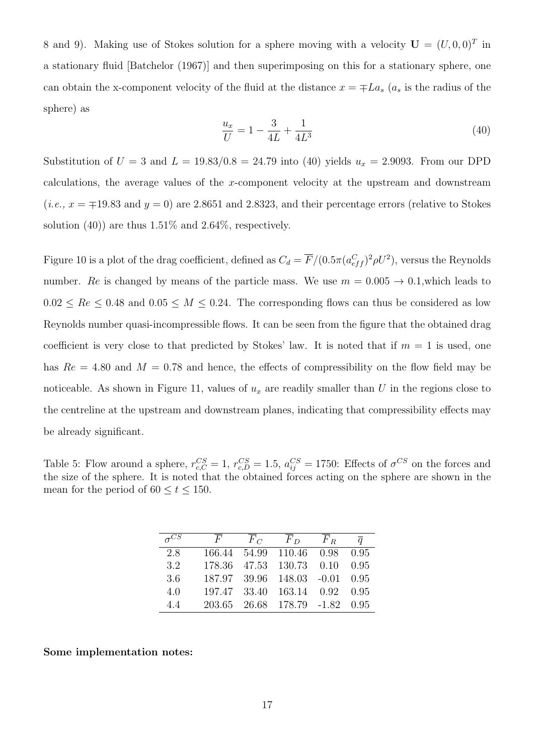8 and 9). Making use of Stokes solution for a sphere moving with a velocity $\mathbf{U} = (U, 0, 0)^T$ in a stationary fluid [Batchelor (1967)] and then superimposing on this for a stationary sphere, one can obtain the x-component velocity of the fluid at the distance $x = \mp La_s$ ($a_s$ is the radius of the sphere) as

$$\frac{u_x}{U} = 1 - \frac{3}{4L} + \frac{1}{4L^3} \tag{40}$$

Substitution of $U = 3$ and $L = 19.83/0.8 = 24.79$ into (40) yields $u_x = 2.9093$. From our DPD calculations, the average values of the $x$-component velocity at the upstream and downstream (*i.e.*, $x = \mp 19.83$ and $y = 0$) are 2.8651 and 2.8323, and their percentage errors (relative to Stokes solution (40)) are thus 1.51% and 2.64%, respectively.

Figure 10 is a plot of the drag coefficient, defined as $C_d = \overline{F}/(0.5\pi(a_{eff}^C)^2 \rho U^2)$, versus the Reynolds number. $Re$ is changed by means of the particle mass. We use $m = 0.005 \rightarrow 0.1$,which leads to $0.02 \leq Re \leq 0.48$ and $0.05 \leq M \leq 0.24$. The corresponding flows can thus be considered as low Reynolds number quasi-incompressible flows. It can be seen from the figure that the obtained drag coefficient is very close to that predicted by Stokes' law. It is noted that if $m = 1$ is used, one has $Re = 4.80$ and $M = 0.78$ and hence, the effects of compressibility on the flow field may be noticeable. As shown in Figure 11, values of $u_x$ are readily smaller than $U$ in the regions close to the centreline at the upstream and downstream planes, indicating that compressibility effects may be already significant.

Table 5: Flow around a sphere, $r_{c,C}^{CS} = 1$, $r_{c,D}^{CS} = 1.5$, $a_{ij}^{CS} = 1750$: Effects of $\sigma^{CS}$ on the forces and the size of the sphere. It is noted that the obtained forces acting on the sphere are shown in the mean for the period of $60 \leq t \leq 150$.

| $\sigma^{CS}$ | $\overline{F}$ | $\overline{F}_C$ | $\overline{F}_D$ | $\overline{F}_R$ | $\overline{q}$ |
|---|---|---|---|---|---|
| 2.8 | 166.44 | 54.99 | 110.46 | 0.98 | 0.95 |
| 3.2 | 178.36 | 47.53 | 130.73 | 0.10 | 0.95 |
| 3.6 | 187.97 | 39.96 | 148.03 | -0.01 | 0.95 |
| 4.0 | 197.47 | 33.40 | 163.14 | 0.92 | 0.95 |
| 4.4 | 203.65 | 26.68 | 178.79 | -1.82 | 0.95 |

**Some implementation notes:**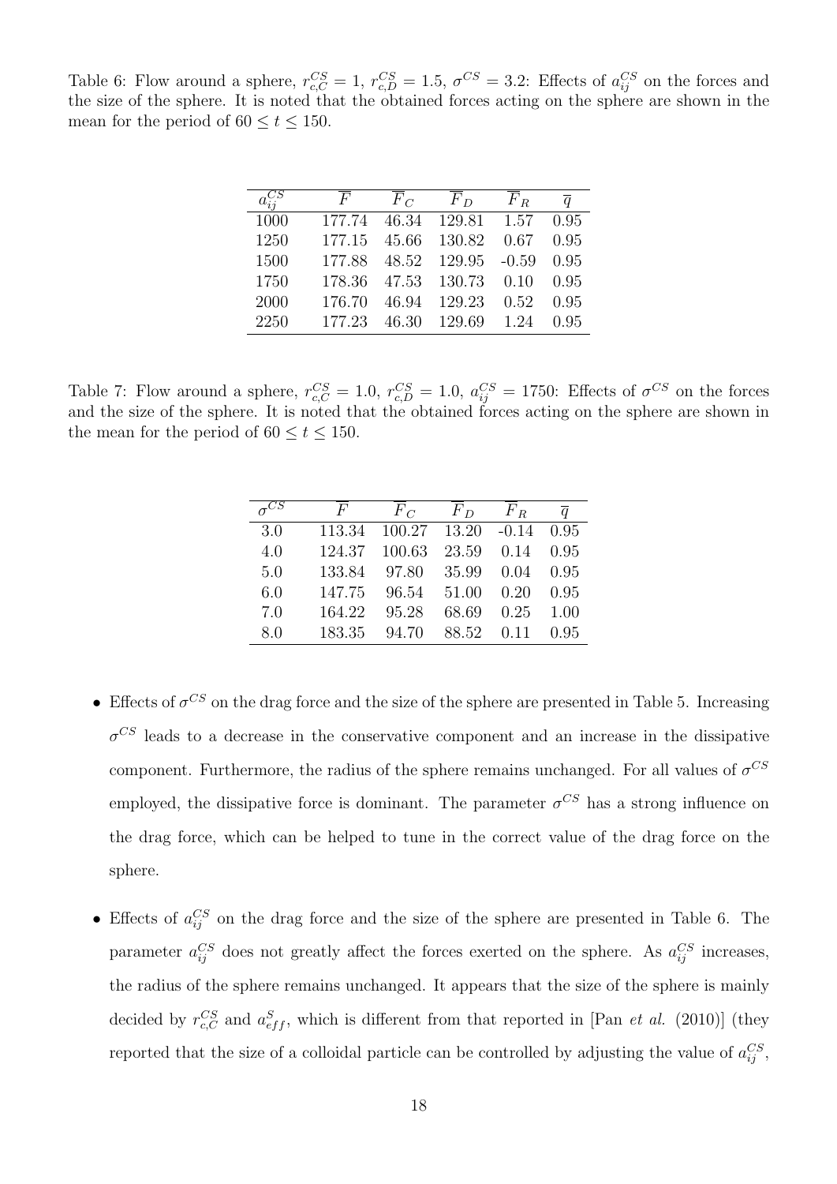Table 6: Flow around a sphere, $r_{c,C}^{CS} = 1$, $r_{c,D}^{CS} = 1.5$, $\sigma^{CS} = 3.2$: Effects of $a_{ij}^{CS}$ on the forces and the size of the sphere. It is noted that the obtained forces acting on the sphere are shown in the mean for the period of $60 \leq t \leq 150$.

| $a_{ij}^{CS}$ | $\overline{F}$ | $\overline{F}_C$ | $\overline{F}_D$ | $\overline{F}_R$ | $\overline{q}$ |
|---|---|---|---|---|---|
| 1000 | 177.74 | 46.34 | 129.81 | 1.57 | 0.95 |
| 1250 | 177.15 | 45.66 | 130.82 | 0.67 | 0.95 |
| 1500 | 177.88 | 48.52 | 129.95 | -0.59 | 0.95 |
| 1750 | 178.36 | 47.53 | 130.73 | 0.10 | 0.95 |
| 2000 | 176.70 | 46.94 | 129.23 | 0.52 | 0.95 |
| 2250 | 177.23 | 46.30 | 129.69 | 1.24 | 0.95 |

Table 7: Flow around a sphere, $r_{c,C}^{CS} = 1.0$, $r_{c,D}^{CS} = 1.0$, $a_{ij}^{CS} = 1750$: Effects of $\sigma^{CS}$ on the forces and the size of the sphere. It is noted that the obtained forces acting on the sphere are shown in the mean for the period of $60 \leq t \leq 150$.

| $\sigma^{CS}$ | $\overline{F}$ | $\overline{F}_C$ | $\overline{F}_D$ | $\overline{F}_R$ | $\overline{q}$ |
|---|---|---|---|---|---|
| 3.0 | 113.34 | 100.27 | 13.20 | -0.14 | 0.95 |
| 4.0 | 124.37 | 100.63 | 23.59 | 0.14 | 0.95 |
| 5.0 | 133.84 | 97.80 | 35.99 | 0.04 | 0.95 |
| 6.0 | 147.75 | 96.54 | 51.00 | 0.20 | 0.95 |
| 7.0 | 164.22 | 95.28 | 68.69 | 0.25 | 1.00 |
| 8.0 | 183.35 | 94.70 | 88.52 | 0.11 | 0.95 |

- Effects of $\sigma^{CS}$ on the drag force and the size of the sphere are presented in Table 5. Increasing $\sigma^{CS}$ leads to a decrease in the conservative component and an increase in the dissipative component. Furthermore, the radius of the sphere remains unchanged. For all values of $\sigma^{CS}$ employed, the dissipative force is dominant. The parameter $\sigma^{CS}$ has a strong influence on the drag force, which can be helped to tune in the correct value of the drag force on the sphere.

- Effects of $a_{ij}^{CS}$ on the drag force and the size of the sphere are presented in Table 6. The parameter $a_{ij}^{CS}$ does not greatly affect the forces exerted on the sphere. As $a_{ij}^{CS}$ increases, the radius of the sphere remains unchanged. It appears that the size of the sphere is mainly decided by $r_{c,C}^{CS}$ and $a_{eff}^{S}$, which is different from that reported in [Pan *et al.* (2010)] (they reported that the size of a colloidal particle can be controlled by adjusting the value of $a_{ij}^{CS}$,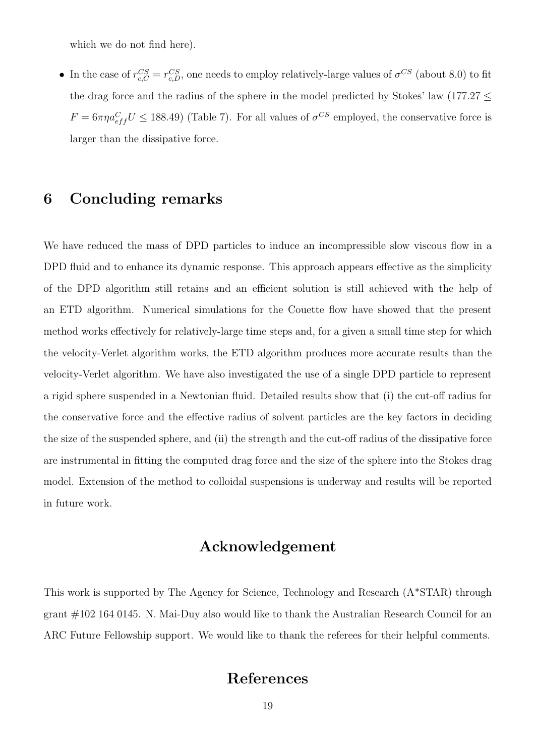which we do not find here).

- In the case of $r_{c,C}^{CS} = r_{c,D}^{CS}$, one needs to employ relatively-large values of $\sigma^{CS}$ (about 8.0) to fit the drag force and the radius of the sphere in the model predicted by Stokes' law ($177.27 \leq F = 6\pi\eta a_{eff}^{C} U \leq 188.49$) (Table 7). For all values of $\sigma^{CS}$ employed, the conservative force is larger than the dissipative force.

## 6 Concluding remarks

We have reduced the mass of DPD particles to induce an incompressible slow viscous flow in a DPD fluid and to enhance its dynamic response. This approach appears effective as the simplicity of the DPD algorithm still retains and an efficient solution is still achieved with the help of an ETD algorithm. Numerical simulations for the Couette flow have showed that the present method works effectively for relatively-large time steps and, for a given a small time step for which the velocity-Verlet algorithm works, the ETD algorithm produces more accurate results than the velocity-Verlet algorithm. We have also investigated the use of a single DPD particle to represent a rigid sphere suspended in a Newtonian fluid. Detailed results show that (i) the cut-off radius for the conservative force and the effective radius of solvent particles are the key factors in deciding the size of the suspended sphere, and (ii) the strength and the cut-off radius of the dissipative force are instrumental in fitting the computed drag force and the size of the sphere into the Stokes drag model. Extension of the method to colloidal suspensions is underway and results will be reported in future work.

## Acknowledgement

This work is supported by The Agency for Science, Technology and Research (A*STAR) through grant #102 164 0145. N. Mai-Duy also would like to thank the Australian Research Council for an ARC Future Fellowship support. We would like to thank the referees for their helpful comments.

## References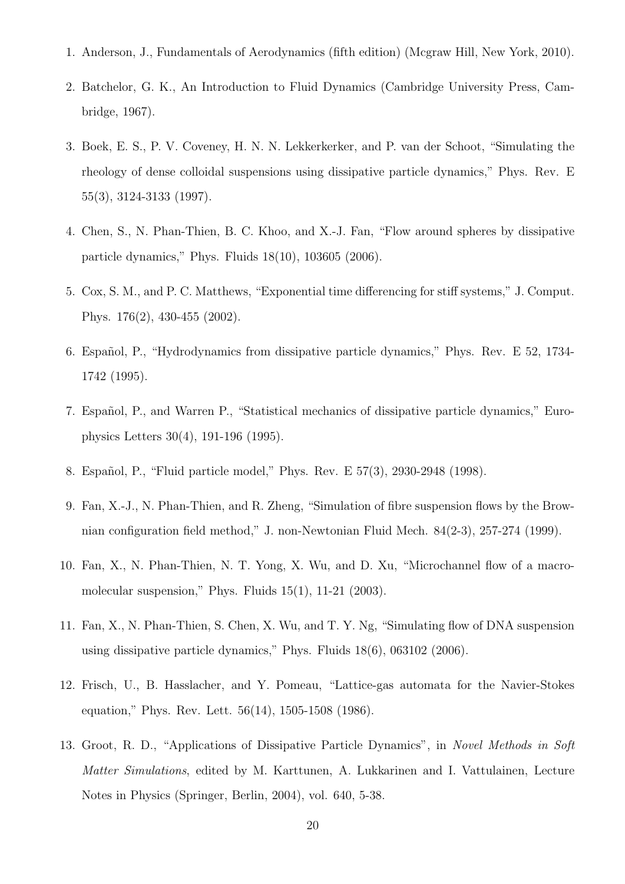1. Anderson, J., Fundamentals of Aerodynamics (fifth edition) (Mcgraw Hill, New York, 2010).
2. Batchelor, G. K., An Introduction to Fluid Dynamics (Cambridge University Press, Cambridge, 1967).
3. Boek, E. S., P. V. Coveney, H. N. N. Lekkerkerker, and P. van der Schoot, "Simulating the rheology of dense colloidal suspensions using dissipative particle dynamics," Phys. Rev. E 55(3), 3124-3133 (1997).
4. Chen, S., N. Phan-Thien, B. C. Khoo, and X.-J. Fan, "Flow around spheres by dissipative particle dynamics," Phys. Fluids 18(10), 103605 (2006).
5. Cox, S. M., and P. C. Matthews, "Exponential time differencing for stiff systems," J. Comput. Phys. 176(2), 430-455 (2002).
6. Español, P., "Hydrodynamics from dissipative particle dynamics," Phys. Rev. E 52, 1734-1742 (1995).
7. Español, P., and Warren P., "Statistical mechanics of dissipative particle dynamics," Europhysics Letters 30(4), 191-196 (1995).
8. Español, P., "Fluid particle model," Phys. Rev. E 57(3), 2930-2948 (1998).
9. Fan, X.-J., N. Phan-Thien, and R. Zheng, "Simulation of fibre suspension flows by the Brownian configuration field method," J. non-Newtonian Fluid Mech. 84(2-3), 257-274 (1999).
10. Fan, X., N. Phan-Thien, N. T. Yong, X. Wu, and D. Xu, "Microchannel flow of a macromolecular suspension," Phys. Fluids 15(1), 11-21 (2003).
11. Fan, X., N. Phan-Thien, S. Chen, X. Wu, and T. Y. Ng, "Simulating flow of DNA suspension using dissipative particle dynamics," Phys. Fluids 18(6), 063102 (2006).
12. Frisch, U., B. Hasslacher, and Y. Pomeau, "Lattice-gas automata for the Navier-Stokes equation," Phys. Rev. Lett. 56(14), 1505-1508 (1986).
13. Groot, R. D., "Applications of Dissipative Particle Dynamics", in *Novel Methods in Soft Matter Simulations*, edited by M. Karttunen, A. Lukkarinen and I. Vattulainen, Lecture Notes in Physics (Springer, Berlin, 2004), vol. 640, 5-38.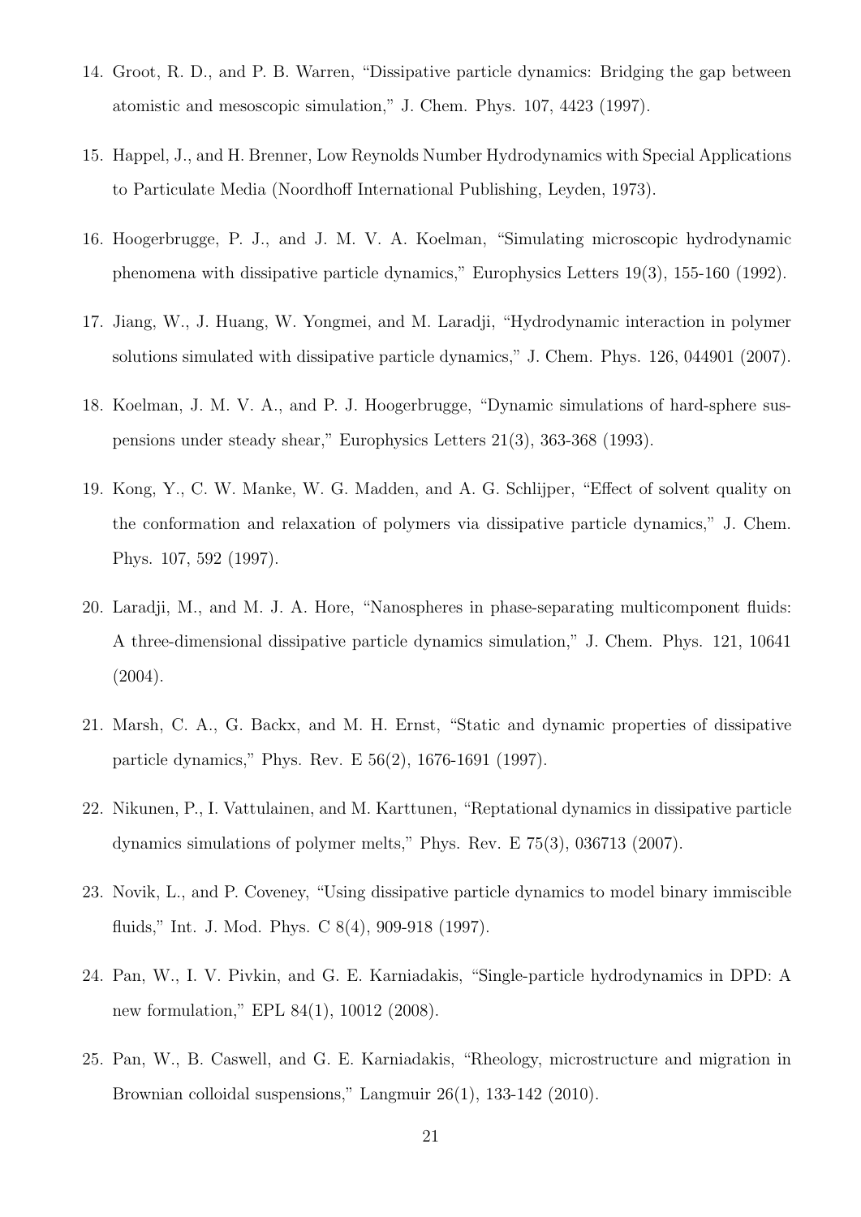14. Groot, R. D., and P. B. Warren, "Dissipative particle dynamics: Bridging the gap between atomistic and mesoscopic simulation," J. Chem. Phys. 107, 4423 (1997).

15. Happel, J., and H. Brenner, Low Reynolds Number Hydrodynamics with Special Applications to Particulate Media (Noordhoff International Publishing, Leyden, 1973).

16. Hoogerbrugge, P. J., and J. M. V. A. Koelman, "Simulating microscopic hydrodynamic phenomena with dissipative particle dynamics," Europhysics Letters 19(3), 155-160 (1992).

17. Jiang, W., J. Huang, W. Yongmei, and M. Laradji, "Hydrodynamic interaction in polymer solutions simulated with dissipative particle dynamics," J. Chem. Phys. 126, 044901 (2007).

18. Koelman, J. M. V. A., and P. J. Hoogerbrugge, "Dynamic simulations of hard-sphere suspensions under steady shear," Europhysics Letters 21(3), 363-368 (1993).

19. Kong, Y., C. W. Manke, W. G. Madden, and A. G. Schlijper, "Effect of solvent quality on the conformation and relaxation of polymers via dissipative particle dynamics," J. Chem. Phys. 107, 592 (1997).

20. Laradji, M., and M. J. A. Hore, "Nanospheres in phase-separating multicomponent fluids: A three-dimensional dissipative particle dynamics simulation," J. Chem. Phys. 121, 10641 (2004).

21. Marsh, C. A., G. Backx, and M. H. Ernst, "Static and dynamic properties of dissipative particle dynamics," Phys. Rev. E 56(2), 1676-1691 (1997).

22. Nikunen, P., I. Vattulainen, and M. Karttunen, "Reptational dynamics in dissipative particle dynamics simulations of polymer melts," Phys. Rev. E 75(3), 036713 (2007).

23. Novik, L., and P. Coveney, "Using dissipative particle dynamics to model binary immiscible fluids," Int. J. Mod. Phys. C 8(4), 909-918 (1997).

24. Pan, W., I. V. Pivkin, and G. E. Karniadakis, "Single-particle hydrodynamics in DPD: A new formulation," EPL 84(1), 10012 (2008).

25. Pan, W., B. Caswell, and G. E. Karniadakis, "Rheology, microstructure and migration in Brownian colloidal suspensions," Langmuir 26(1), 133-142 (2010).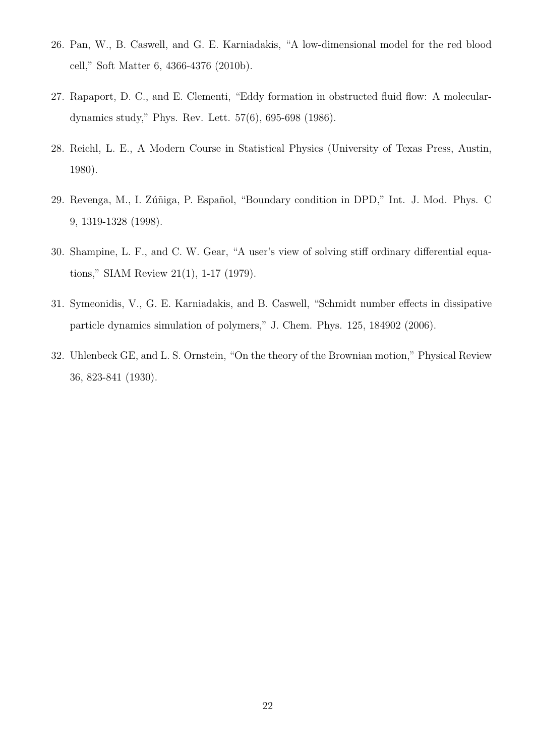26. Pan, W., B. Caswell, and G. E. Karniadakis, "A low-dimensional model for the red blood cell," Soft Matter 6, 4366-4376 (2010b).

27. Rapaport, D. C., and E. Clementi, "Eddy formation in obstructed fluid flow: A molecular-dynamics study," Phys. Rev. Lett. 57(6), 695-698 (1986).

28. Reichl, L. E., A Modern Course in Statistical Physics (University of Texas Press, Austin, 1980).

29. Revenga, M., I. Zúñiga, P. Español, "Boundary condition in DPD," Int. J. Mod. Phys. C 9, 1319-1328 (1998).

30. Shampine, L. F., and C. W. Gear, "A user's view of solving stiff ordinary differential equations," SIAM Review 21(1), 1-17 (1979).

31. Symeonidis, V., G. E. Karniadakis, and B. Caswell, "Schmidt number effects in dissipative particle dynamics simulation of polymers," J. Chem. Phys. 125, 184902 (2006).

32. Uhlenbeck GE, and L. S. Ornstein, "On the theory of the Brownian motion," Physical Review 36, 823-841 (1930).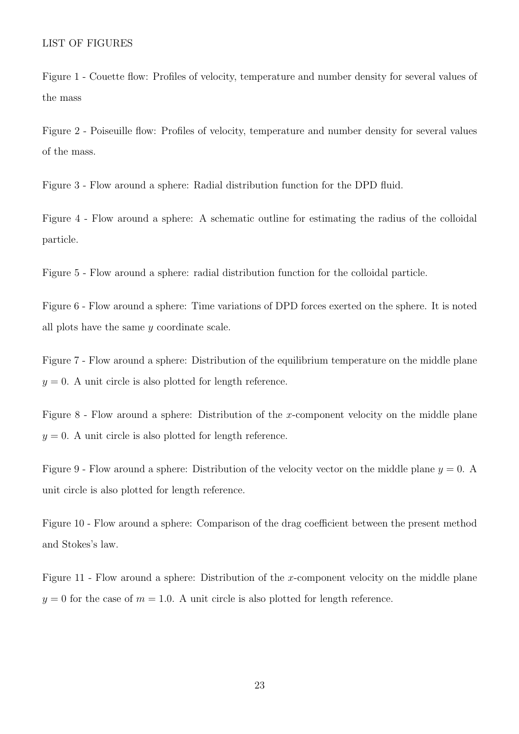LIST OF FIGURES

Figure 1 - Couette flow: Profiles of velocity, temperature and number density for several values of the mass

Figure 2 - Poiseuille flow: Profiles of velocity, temperature and number density for several values of the mass.

Figure 3 - Flow around a sphere: Radial distribution function for the DPD fluid.

Figure 4 - Flow around a sphere: A schematic outline for estimating the radius of the colloidal particle.

Figure 5 - Flow around a sphere: radial distribution function for the colloidal particle.

Figure 6 - Flow around a sphere: Time variations of DPD forces exerted on the sphere. It is noted all plots have the same $y$ coordinate scale.

Figure 7 - Flow around a sphere: Distribution of the equilibrium temperature on the middle plane $y = 0$. A unit circle is also plotted for length reference.

Figure 8 - Flow around a sphere: Distribution of the $x$-component velocity on the middle plane $y = 0$. A unit circle is also plotted for length reference.

Figure 9 - Flow around a sphere: Distribution of the velocity vector on the middle plane $y = 0$. A unit circle is also plotted for length reference.

Figure 10 - Flow around a sphere: Comparison of the drag coefficient between the present method and Stokes's law.

Figure 11 - Flow around a sphere: Distribution of the $x$-component velocity on the middle plane $y = 0$ for the case of $m = 1.0$. A unit circle is also plotted for length reference.